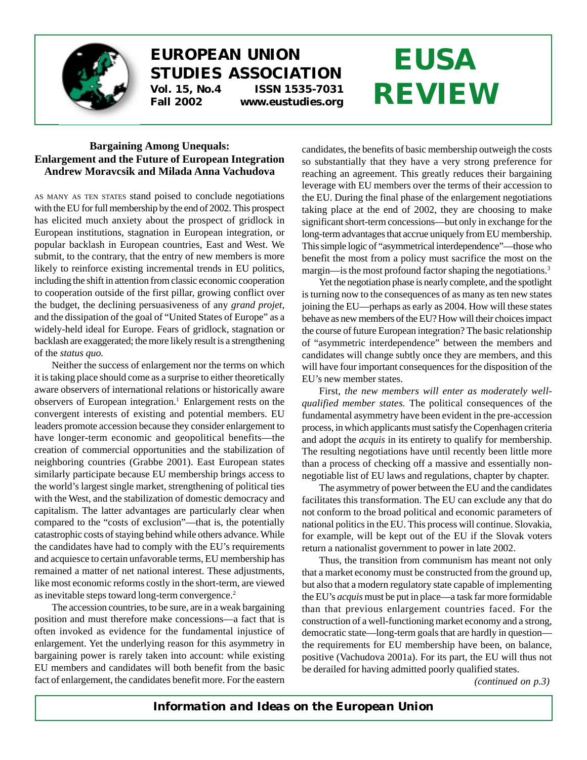# EUROPEAN UNION STUDIES ASSOCIATION

**Vol. 15, No.4 ISSN 1535-7031**
**Fall 2002 www.eustudies.org**

# EUSA REVIEW

## Bargaining Among Unequals: Enlargement and the Future of European Integration

**Andrew Moravcsik and Milada Anna Vachudova**

AS MANY AS TEN STATES stand poised to conclude negotiations with the EU for full membership by the end of 2002. This prospect has elicited much anxiety about the prospect of gridlock in European institutions, stagnation in European integration, or popular backlash in European countries, East and West. We submit, to the contrary, that the entry of new members is more likely to reinforce existing incremental trends in EU politics, including the shift in attention from classic economic cooperation to cooperation outside of the first pillar, growing conflict over the budget, the declining persuasiveness of any *grand projet*, and the dissipation of the goal of "United States of Europe" as a widely-held ideal for Europe. Fears of gridlock, stagnation or backlash are exaggerated; the more likely result is a strengthening of the *status quo.*

Neither the success of enlargement nor the terms on which it is taking place should come as a surprise to either theoretically aware observers of international relations or historically aware observers of European integration.[1] Enlargement rests on the convergent interests of existing and potential members. EU leaders promote accession because they consider enlargement to have longer-term economic and geopolitical benefits—the creation of commercial opportunities and the stabilization of neighboring countries (Grabbe 2001). East European states similarly participate because EU membership brings access to the world's largest single market, strengthening of political ties with the West, and the stabilization of domestic democracy and capitalism. The latter advantages are particularly clear when compared to the "costs of exclusion"—that is, the potentially catastrophic costs of staying behind while others advance. While the candidates have had to comply with the EU's requirements and acquiesce to certain unfavorable terms, EU membership has remained a matter of net national interest. These adjustments, like most economic reforms costly in the short-term, are viewed as inevitable steps toward long-term convergence.[2]

The accession countries, to be sure, are in a weak bargaining position and must therefore make concessions—a fact that is often invoked as evidence for the fundamental injustice of enlargement. Yet the underlying reason for this asymmetry in bargaining power is rarely taken into account: while existing EU members and candidates will both benefit from the basic fact of enlargement, the candidates benefit more. For the eastern candidates, the benefits of basic membership outweigh the costs so substantially that they have a very strong preference for reaching an agreement. This greatly reduces their bargaining leverage with EU members over the terms of their accession to the EU. During the final phase of the enlargement negotiations taking place at the end of 2002, they are choosing to make significant short-term concessions—but only in exchange for the long-term advantages that accrue uniquely from EU membership. This simple logic of "asymmetrical interdependence"—those who benefit the most from a policy must sacrifice the most on the margin—is the most profound factor shaping the negotiations.[3]

Yet the negotiation phase is nearly complete, and the spotlight is turning now to the consequences of as many as ten new states joining the EU—perhaps as early as 2004. How will these states behave as new members of the EU? How will their choices impact the course of future European integration? The basic relationship of "asymmetric interdependence" between the members and candidates will change subtly once they are members, and this will have four important consequences for the disposition of the EU's new member states.

First, *the new members will enter as moderately well-qualified member states.* The political consequences of the fundamental asymmetry have been evident in the pre-accession process, in which applicants must satisfy the Copenhagen criteria and adopt the *acquis* in its entirety to qualify for membership. The resulting negotiations have until recently been little more than a process of checking off a massive and essentially non-negotiable list of EU laws and regulations, chapter by chapter.

The asymmetry of power between the EU and the candidates facilitates this transformation. The EU can exclude any that do not conform to the broad political and economic parameters of national politics in the EU. This process will continue. Slovakia, for example, will be kept out of the EU if the Slovak voters return a nationalist government to power in late 2002.

Thus, the transition from communism has meant not only that a market economy must be constructed from the ground up, but also that a modern regulatory state capable of implementing the EU's *acquis* must be put in place—a task far more formidable than that previous enlargement countries faced. For the construction of a well-functioning market economy and a strong, democratic state—long-term goals that are hardly in question—the requirements for EU membership have been, on balance, positive (Vachudova 2001a). For its part, the EU will thus not be derailed for having admitted poorly qualified states.

*(continued on p.3)*

**Information and Ideas on the European Union**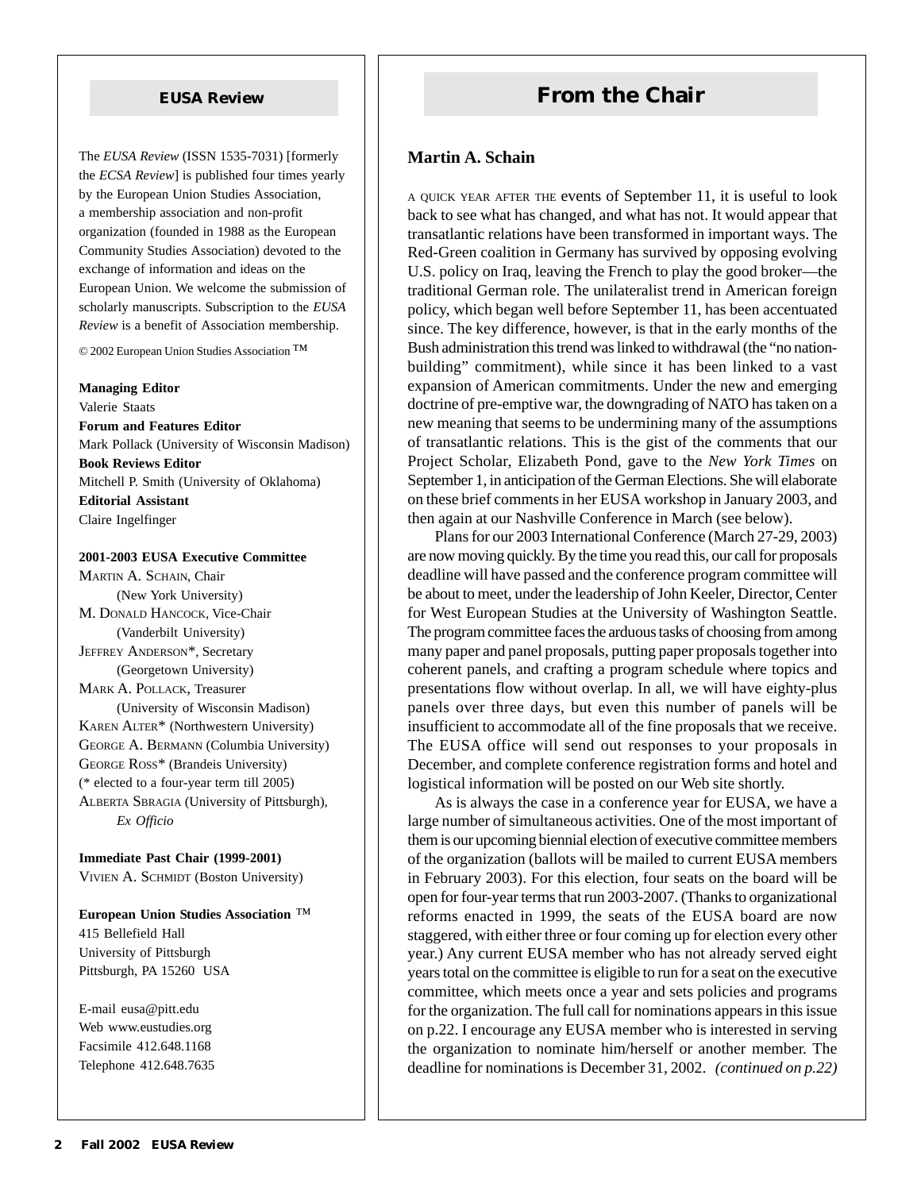## EUSA Review

The *EUSA Review* (ISSN 1535-7031) [formerly the *ECSA Review*] is published four times yearly by the European Union Studies Association, a membership association and non-profit organization (founded in 1988 as the European Community Studies Association) devoted to the exchange of information and ideas on the European Union. We welcome the submission of scholarly manuscripts. Subscription to the *EUSA Review* is a benefit of Association membership.

© 2002 European Union Studies Association ™

**Managing Editor**
Valerie Staats
**Forum and Features Editor**
Mark Pollack (University of Wisconsin Madison)
**Book Reviews Editor**
Mitchell P. Smith (University of Oklahoma)
**Editorial Assistant**
Claire Ingelfinger

**2001-2003 EUSA Executive Committee**
Martin A. Schain, Chair
(New York University)
M. Donald Hancock, Vice-Chair
(Vanderbilt University)
Jeffrey Anderson*, Secretary
(Georgetown University)
Mark A. Pollack, Treasurer
(University of Wisconsin Madison)
Karen Alter* (Northwestern University)
George A. Bermann (Columbia University)
George Ross* (Brandeis University)
(* elected to a four-year term till 2005)
Alberta Sbragia (University of Pittsburgh), *Ex Officio*

**Immediate Past Chair (1999-2001)**
Vivien A. Schmidt (Boston University)

**European Union Studies Association ™**
415 Bellefield Hall
University of Pittsburgh
Pittsburgh, PA 15260 USA

E-mail eusa@pitt.edu
Web www.eustudies.org
Facsimile 412.648.1168
Telephone 412.648.7635

# From the Chair

### Martin A. Schain

A quick year after the events of September 11, it is useful to look back to see what has changed, and what has not. It would appear that transatlantic relations have been transformed in important ways. The Red-Green coalition in Germany has survived by opposing evolving U.S. policy on Iraq, leaving the French to play the good broker—the traditional German role. The unilateralist trend in American foreign policy, which began well before September 11, has been accentuated since. The key difference, however, is that in the early months of the Bush administration this trend was linked to withdrawal (the "no nation-building" commitment), while since it has been linked to a vast expansion of American commitments. Under the new and emerging doctrine of pre-emptive war, the downgrading of NATO has taken on a new meaning that seems to be undermining many of the assumptions of transatlantic relations. This is the gist of the comments that our Project Scholar, Elizabeth Pond, gave to the *New York Times* on September 1, in anticipation of the German Elections. She will elaborate on these brief comments in her EUSA workshop in January 2003, and then again at our Nashville Conference in March (see below).

Plans for our 2003 International Conference (March 27-29, 2003) are now moving quickly. By the time you read this, our call for proposals deadline will have passed and the conference program committee will be about to meet, under the leadership of John Keeler, Director, Center for West European Studies at the University of Washington Seattle. The program committee faces the arduous tasks of choosing from among many paper and panel proposals, putting paper proposals together into coherent panels, and crafting a program schedule where topics and presentations flow without overlap. In all, we will have eighty-plus panels over three days, but even this number of panels will be insufficient to accommodate all of the fine proposals that we receive. The EUSA office will send out responses to your proposals in December, and complete conference registration forms and hotel and logistical information will be posted on our Web site shortly.

As is always the case in a conference year for EUSA, we have a large number of simultaneous activities. One of the most important of them is our upcoming biennial election of executive committee members of the organization (ballots will be mailed to current EUSA members in February 2003). For this election, four seats on the board will be open for four-year terms that run 2003-2007. (Thanks to organizational reforms enacted in 1999, the seats of the EUSA board are now staggered, with either three or four coming up for election every other year.) Any current EUSA member who has not already served eight years total on the committee is eligible to run for a seat on the executive committee, which meets once a year and sets policies and programs for the organization. The full call for nominations appears in this issue on p.22. I encourage any EUSA member who is interested in serving the organization to nominate him/herself or another member. The deadline for nominations is December 31, 2002. *(continued on p.22)*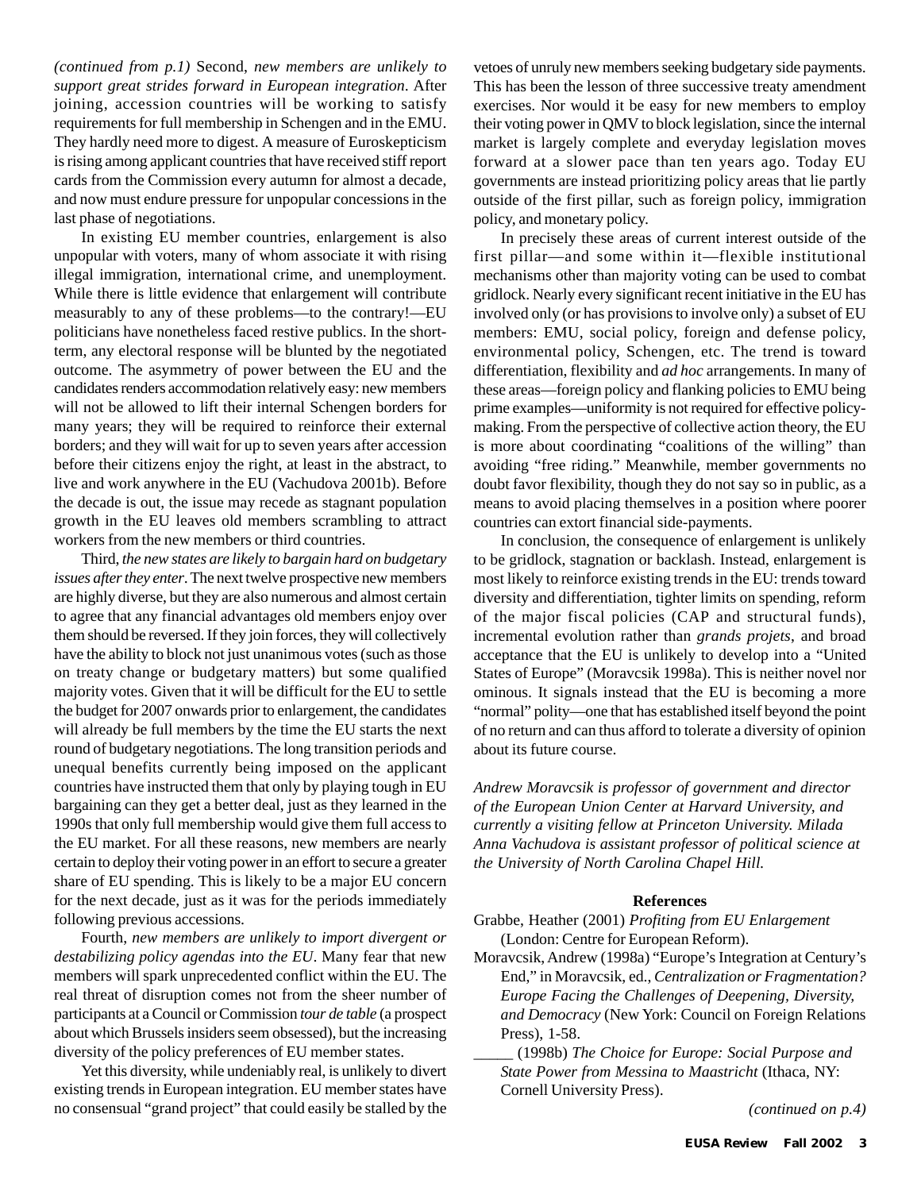*(continued from p.1)* Second, *new members are unlikely to support great strides forward in European integration*. After joining, accession countries will be working to satisfy requirements for full membership in Schengen and in the EMU. They hardly need more to digest. A measure of Euroskepticism is rising among applicant countries that have received stiff report cards from the Commission every autumn for almost a decade, and now must endure pressure for unpopular concessions in the last phase of negotiations.

In existing EU member countries, enlargement is also unpopular with voters, many of whom associate it with rising illegal immigration, international crime, and unemployment. While there is little evidence that enlargement will contribute measurably to any of these problems—to the contrary!—EU politicians have nonetheless faced restive publics. In the short-term, any electoral response will be blunted by the negotiated outcome. The asymmetry of power between the EU and the candidates renders accommodation relatively easy: new members will not be allowed to lift their internal Schengen borders for many years; they will be required to reinforce their external borders; and they will wait for up to seven years after accession before their citizens enjoy the right, at least in the abstract, to live and work anywhere in the EU (Vachudova 2001b). Before the decade is out, the issue may recede as stagnant population growth in the EU leaves old members scrambling to attract workers from the new members or third countries.

Third, *the new states are likely to bargain hard on budgetary issues after they enter*. The next twelve prospective new members are highly diverse, but they are also numerous and almost certain to agree that any financial advantages old members enjoy over them should be reversed. If they join forces, they will collectively have the ability to block not just unanimous votes (such as those on treaty change or budgetary matters) but some qualified majority votes. Given that it will be difficult for the EU to settle the budget for 2007 onwards prior to enlargement, the candidates will already be full members by the time the EU starts the next round of budgetary negotiations. The long transition periods and unequal benefits currently being imposed on the applicant countries have instructed them that only by playing tough in EU bargaining can they get a better deal, just as they learned in the 1990s that only full membership would give them full access to the EU market. For all these reasons, new members are nearly certain to deploy their voting power in an effort to secure a greater share of EU spending. This is likely to be a major EU concern for the next decade, just as it was for the periods immediately following previous accessions.

Fourth, *new members are unlikely to import divergent or destabilizing policy agendas into the EU*. Many fear that new members will spark unprecedented conflict within the EU. The real threat of disruption comes not from the sheer number of participants at a Council or Commission *tour de table* (a prospect about which Brussels insiders seem obsessed), but the increasing diversity of the policy preferences of EU member states.

Yet this diversity, while undeniably real, is unlikely to divert existing trends in European integration. EU member states have no consensual "grand project" that could easily be stalled by the vetoes of unruly new members seeking budgetary side payments. This has been the lesson of three successive treaty amendment exercises. Nor would it be easy for new members to employ their voting power in QMV to block legislation, since the internal market is largely complete and everyday legislation moves forward at a slower pace than ten years ago. Today EU governments are instead prioritizing policy areas that lie partly outside of the first pillar, such as foreign policy, immigration policy, and monetary policy.

In precisely these areas of current interest outside of the first pillar—and some within it—flexible institutional mechanisms other than majority voting can be used to combat gridlock. Nearly every significant recent initiative in the EU has involved only (or has provisions to involve only) a subset of EU members: EMU, social policy, foreign and defense policy, environmental policy, Schengen, etc. The trend is toward differentiation, flexibility and *ad hoc* arrangements. In many of these areas—foreign policy and flanking policies to EMU being prime examples—uniformity is not required for effective policy-making. From the perspective of collective action theory, the EU is more about coordinating "coalitions of the willing" than avoiding "free riding." Meanwhile, member governments no doubt favor flexibility, though they do not say so in public, as a means to avoid placing themselves in a position where poorer countries can extort financial side-payments.

In conclusion, the consequence of enlargement is unlikely to be gridlock, stagnation or backlash. Instead, enlargement is most likely to reinforce existing trends in the EU: trends toward diversity and differentiation, tighter limits on spending, reform of the major fiscal policies (CAP and structural funds), incremental evolution rather than *grands projets*, and broad acceptance that the EU is unlikely to develop into a "United States of Europe" (Moravcsik 1998a). This is neither novel nor ominous. It signals instead that the EU is becoming a more "normal" polity—one that has established itself beyond the point of no return and can thus afford to tolerate a diversity of opinion about its future course.

*Andrew Moravcsik is professor of government and director of the European Union Center at Harvard University, and currently a visiting fellow at Princeton University. Milada Anna Vachudova is assistant professor of political science at the University of North Carolina Chapel Hill.*

**References**

Grabbe, Heather (2001) *Profiting from EU Enlargement* (London: Centre for European Reform).

Moravcsik, Andrew (1998a) "Europe's Integration at Century's End," in Moravcsik, ed., *Centralization or Fragmentation? Europe Facing the Challenges of Deepening, Diversity, and Democracy* (New York: Council on Foreign Relations Press), 1-58.

_____ (1998b) *The Choice for Europe: Social Purpose and State Power from Messina to Maastricht* (Ithaca, NY: Cornell University Press).

*(continued on p.4)*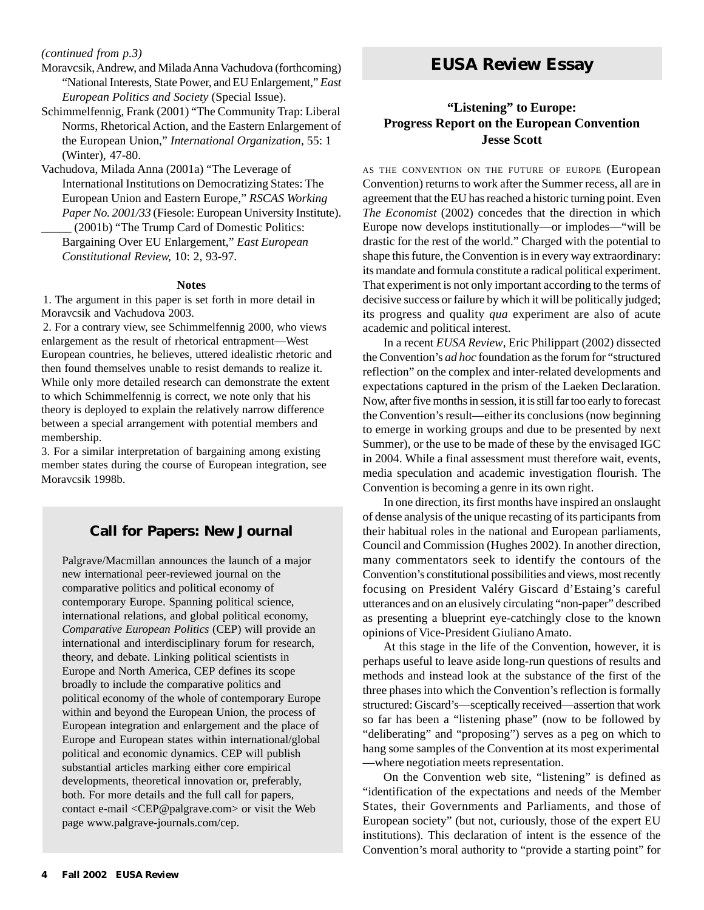*(continued from p.3)*

Moravcsik, Andrew, and Milada Anna Vachudova (forthcoming) "National Interests, State Power, and EU Enlargement," *East European Politics and Society* (Special Issue).

Schimmelfennig, Frank (2001) "The Community Trap: Liberal Norms, Rhetorical Action, and the Eastern Enlargement of the European Union," *International Organization*, 55: 1 (Winter), 47-80.

Vachudova, Milada Anna (2001a) "The Leverage of International Institutions on Democratizing States: The European Union and Eastern Europe," *RSCAS Working Paper No. 2001/33* (Fiesole: European University Institute).

_____ (2001b) "The Trump Card of Domestic Politics: Bargaining Over EU Enlargement," *East European Constitutional Review*, 10: 2, 93-97.

**Notes**

1. The argument in this paper is set forth in more detail in Moravcsik and Vachudova 2003.

2. For a contrary view, see Schimmelfennig 2000, who views enlargement as the result of rhetorical entrapment—West European countries, he believes, uttered idealistic rhetoric and then found themselves unable to resist demands to realize it. While only more detailed research can demonstrate the extent to which Schimmelfennig is correct, we note only that his theory is deployed to explain the relatively narrow difference between a special arrangement with potential members and membership.

3. For a similar interpretation of bargaining among existing member states during the course of European integration, see Moravcsik 1998b.

## Call for Papers: New Journal

Palgrave/Macmillan announces the launch of a major new international peer-reviewed journal on the comparative politics and political economy of contemporary Europe. Spanning political science, international relations, and global political economy, *Comparative European Politics* (CEP) will provide an international and interdisciplinary forum for research, theory, and debate. Linking political scientists in Europe and North America, CEP defines its scope broadly to include the comparative politics and political economy of the whole of contemporary Europe within and beyond the European Union, the process of European integration and enlargement and the place of Europe and European states within international/global political and economic dynamics. CEP will publish substantial articles marking either core empirical developments, theoretical innovation or, preferably, both. For more details and the full call for papers, contact e-mail <CEP@palgrave.com> or visit the Web page www.palgrave-journals.com/cep.

# EUSA Review Essay

## "Listening" to Europe: Progress Report on the European Convention

**Jesse Scott**

AS THE CONVENTION ON THE FUTURE OF EUROPE (European Convention) returns to work after the Summer recess, all are in agreement that the EU has reached a historic turning point. Even *The Economist* (2002) concedes that the direction in which Europe now develops institutionally—or implodes—"will be drastic for the rest of the world." Charged with the potential to shape this future, the Convention is in every way extraordinary: its mandate and formula constitute a radical political experiment. That experiment is not only important according to the terms of decisive success or failure by which it will be politically judged; its progress and quality *qua* experiment are also of acute academic and political interest.

In a recent *EUSA Review*, Eric Philippart (2002) dissected the Convention's *ad hoc* foundation as the forum for "structured reflection" on the complex and inter-related developments and expectations captured in the prism of the Laeken Declaration. Now, after five months in session, it is still far too early to forecast the Convention's result—either its conclusions (now beginning to emerge in working groups and due to be presented by next Summer), or the use to be made of these by the envisaged IGC in 2004. While a final assessment must therefore wait, events, media speculation and academic investigation flourish. The Convention is becoming a genre in its own right.

In one direction, its first months have inspired an onslaught of dense analysis of the unique recasting of its participants from their habitual roles in the national and European parliaments, Council and Commission (Hughes 2002). In another direction, many commentators seek to identify the contours of the Convention's constitutional possibilities and views, most recently focusing on President Valéry Giscard d'Estaing's careful utterances and on an elusively circulating "non-paper" described as presenting a blueprint eye-catchingly close to the known opinions of Vice-President Giuliano Amato.

At this stage in the life of the Convention, however, it is perhaps useful to leave aside long-run questions of results and methods and instead look at the substance of the first of the three phases into which the Convention's reflection is formally structured: Giscard's—sceptically received—assertion that work so far has been a "listening phase" (now to be followed by "deliberating" and "proposing") serves as a peg on which to hang some samples of the Convention at its most experimental—where negotiation meets representation.

On the Convention web site, "listening" is defined as "identification of the expectations and needs of the Member States, their Governments and Parliaments, and those of European society" (but not, curiously, those of the expert EU institutions). This declaration of intent is the essence of the Convention's moral authority to "provide a starting point" for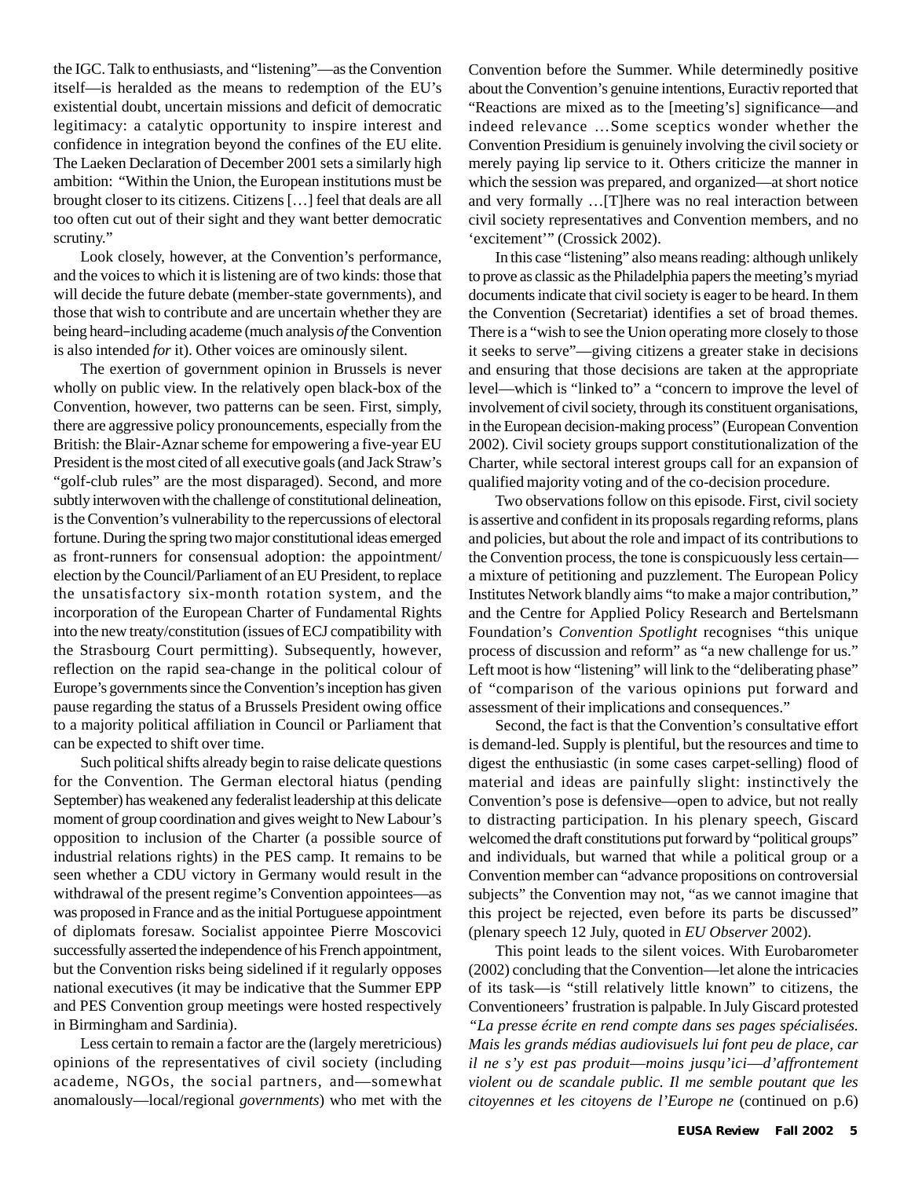the IGC. Talk to enthusiasts, and "listening"—as the Convention itself—is heralded as the means to redemption of the EU's existential doubt, uncertain missions and deficit of democratic legitimacy: a catalytic opportunity to inspire interest and confidence in integration beyond the confines of the EU elite. The Laeken Declaration of December 2001 sets a similarly high ambition: "Within the Union, the European institutions must be brought closer to its citizens. Citizens […] feel that deals are all too often cut out of their sight and they want better democratic scrutiny."

Look closely, however, at the Convention's performance, and the voices to which it is listening are of two kinds: those that will decide the future debate (member-state governments), and those that wish to contribute and are uncertain whether they are being heard–including academe (much analysis *of* the Convention is also intended *for* it). Other voices are ominously silent.

The exertion of government opinion in Brussels is never wholly on public view. In the relatively open black-box of the Convention, however, two patterns can be seen. First, simply, there are aggressive policy pronouncements, especially from the British: the Blair-Aznar scheme for empowering a five-year EU President is the most cited of all executive goals (and Jack Straw's "golf-club rules" are the most disparaged). Second, and more subtly interwoven with the challenge of constitutional delineation, is the Convention's vulnerability to the repercussions of electoral fortune. During the spring two major constitutional ideas emerged as front-runners for consensual adoption: the appointment/election by the Council/Parliament of an EU President, to replace the unsatisfactory six-month rotation system, and the incorporation of the European Charter of Fundamental Rights into the new treaty/constitution (issues of ECJ compatibility with the Strasbourg Court permitting). Subsequently, however, reflection on the rapid sea-change in the political colour of Europe's governments since the Convention's inception has given pause regarding the status of a Brussels President owing office to a majority political affiliation in Council or Parliament that can be expected to shift over time.

Such political shifts already begin to raise delicate questions for the Convention. The German electoral hiatus (pending September) has weakened any federalist leadership at this delicate moment of group coordination and gives weight to New Labour's opposition to inclusion of the Charter (a possible source of industrial relations rights) in the PES camp. It remains to be seen whether a CDU victory in Germany would result in the withdrawal of the present regime's Convention appointees—as was proposed in France and as the initial Portuguese appointment of diplomats foresaw. Socialist appointee Pierre Moscovici successfully asserted the independence of his French appointment, but the Convention risks being sidelined if it regularly opposes national executives (it may be indicative that the Summer EPP and PES Convention group meetings were hosted respectively in Birmingham and Sardinia).

Less certain to remain a factor are the (largely meretricious) opinions of the representatives of civil society (including academe, NGOs, the social partners, and—somewhat anomalously—local/regional *governments*) who met with the Convention before the Summer. While determinedly positive about the Convention's genuine intentions, Euractiv reported that "Reactions are mixed as to the [meeting's] significance—and indeed relevance …Some sceptics wonder whether the Convention Presidium is genuinely involving the civil society or merely paying lip service to it. Others criticize the manner in which the session was prepared, and organized—at short notice and very formally …[T]here was no real interaction between civil society representatives and Convention members, and no 'excitement'" (Crossick 2002).

In this case "listening" also means reading: although unlikely to prove as classic as the Philadelphia papers the meeting's myriad documents indicate that civil society is eager to be heard. In them the Convention (Secretariat) identifies a set of broad themes. There is a "wish to see the Union operating more closely to those it seeks to serve"—giving citizens a greater stake in decisions and ensuring that those decisions are taken at the appropriate level—which is "linked to" a "concern to improve the level of involvement of civil society, through its constituent organisations, in the European decision-making process" (European Convention 2002). Civil society groups support constitutionalization of the Charter, while sectoral interest groups call for an expansion of qualified majority voting and of the co-decision procedure.

Two observations follow on this episode. First, civil society is assertive and confident in its proposals regarding reforms, plans and policies, but about the role and impact of its contributions to the Convention process, the tone is conspicuously less certain—a mixture of petitioning and puzzlement. The European Policy Institutes Network blandly aims "to make a major contribution," and the Centre for Applied Policy Research and Bertelsmann Foundation's *Convention Spotlight* recognises "this unique process of discussion and reform" as "a new challenge for us." Left moot is how "listening" will link to the "deliberating phase" of "comparison of the various opinions put forward and assessment of their implications and consequences."

Second, the fact is that the Convention's consultative effort is demand-led. Supply is plentiful, but the resources and time to digest the enthusiastic (in some cases carpet-selling) flood of material and ideas are painfully slight: instinctively the Convention's pose is defensive—open to advice, but not really to distracting participation. In his plenary speech, Giscard welcomed the draft constitutions put forward by "political groups" and individuals, but warned that while a political group or a Convention member can "advance propositions on controversial subjects" the Convention may not, "as we cannot imagine that this project be rejected, even before its parts be discussed" (plenary speech 12 July, quoted in *EU Observer* 2002).

This point leads to the silent voices. With Eurobarometer (2002) concluding that the Convention—let alone the intricacies of its task—is "still relatively little known" to citizens, the Conventioneers' frustration is palpable. In July Giscard protested *"La presse écrite en rend compte dans ses pages spécialisées. Mais les grands médias audiovisuels lui font peu de place, car il ne s'y est pas produit—moins jusqu'ici—d'affrontement violent ou de scandale public. Il me semble poutant que les citoyennes et les citoyens de l'Europe ne* (continued on p.6)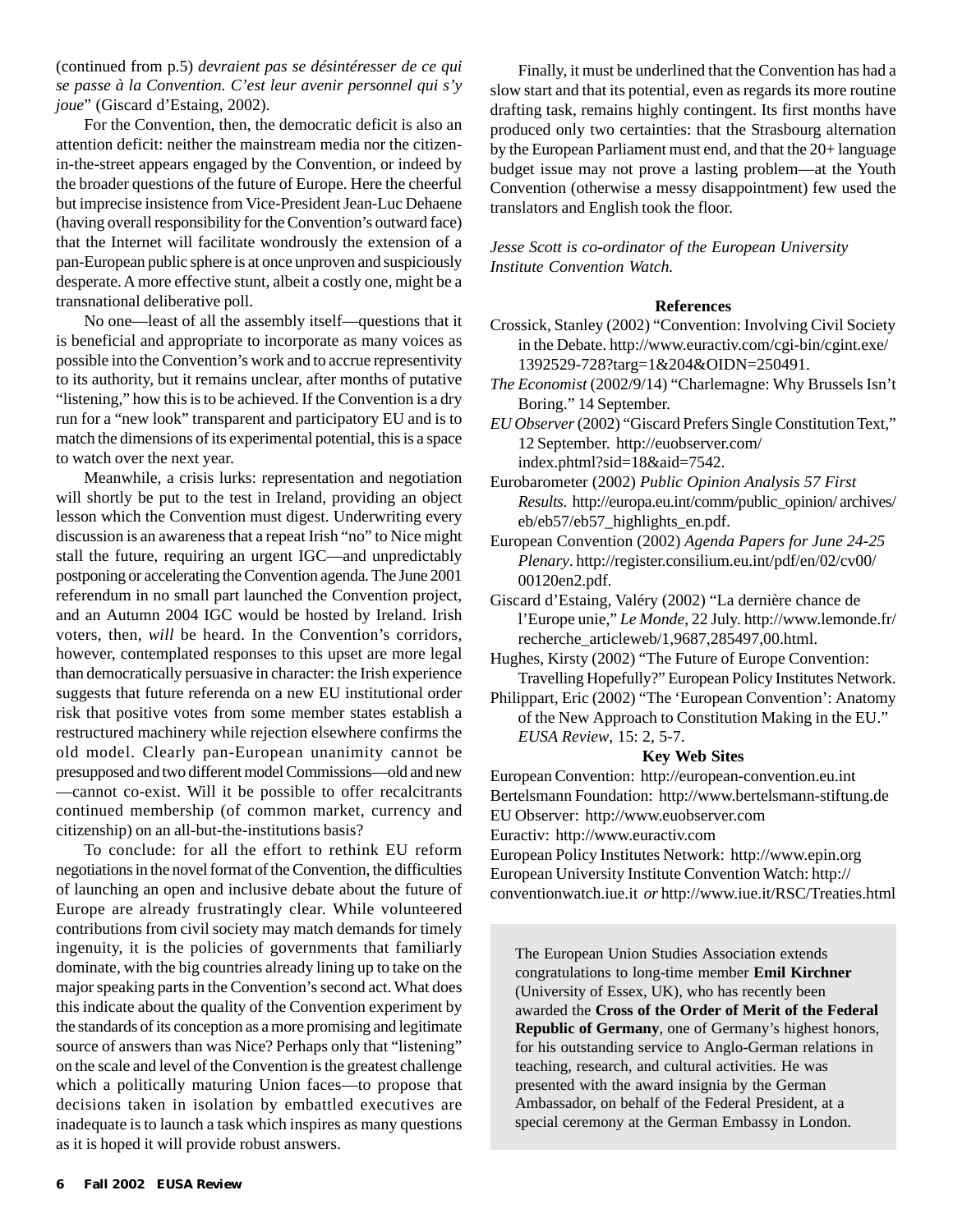(continued from p.5) *devraient pas se désintéresser de ce qui se passe à la Convention. C'est leur avenir personnel qui s'y joue*" (Giscard d'Estaing, 2002).

For the Convention, then, the democratic deficit is also an attention deficit: neither the mainstream media nor the citizen-in-the-street appears engaged by the Convention, or indeed by the broader questions of the future of Europe. Here the cheerful but imprecise insistence from Vice-President Jean-Luc Dehaene (having overall responsibility for the Convention's outward face) that the Internet will facilitate wondrously the extension of a pan-European public sphere is at once unproven and suspiciously desperate. A more effective stunt, albeit a costly one, might be a transnational deliberative poll.

No one—least of all the assembly itself—questions that it is beneficial and appropriate to incorporate as many voices as possible into the Convention's work and to accrue representivity to its authority, but it remains unclear, after months of putative "listening," how this is to be achieved. If the Convention is a dry run for a "new look" transparent and participatory EU and is to match the dimensions of its experimental potential, this is a space to watch over the next year.

Meanwhile, a crisis lurks: representation and negotiation will shortly be put to the test in Ireland, providing an object lesson which the Convention must digest. Underwriting every discussion is an awareness that a repeat Irish "no" to Nice might stall the future, requiring an urgent IGC—and unpredictably postponing or accelerating the Convention agenda. The June 2001 referendum in no small part launched the Convention project, and an Autumn 2004 IGC would be hosted by Ireland. Irish voters, then, *will* be heard. In the Convention's corridors, however, contemplated responses to this upset are more legal than democratically persuasive in character: the Irish experience suggests that future referenda on a new EU institutional order risk that positive votes from some member states establish a restructured machinery while rejection elsewhere confirms the old model. Clearly pan-European unanimity cannot be presupposed and two different model Commissions—old and new—cannot co-exist. Will it be possible to offer recalcitrants continued membership (of common market, currency and citizenship) on an all-but-the-institutions basis?

To conclude: for all the effort to rethink EU reform negotiations in the novel format of the Convention, the difficulties of launching an open and inclusive debate about the future of Europe are already frustratingly clear. While volunteered contributions from civil society may match demands for timely ingenuity, it is the policies of governments that familiarly dominate, with the big countries already lining up to take on the major speaking parts in the Convention's second act. What does this indicate about the quality of the Convention experiment by the standards of its conception as a more promising and legitimate source of answers than was Nice? Perhaps only that "listening" on the scale and level of the Convention is the greatest challenge which a politically maturing Union faces—to propose that decisions taken in isolation by embattled executives are inadequate is to launch a task which inspires as many questions as it is hoped it will provide robust answers.

Finally, it must be underlined that the Convention has had a slow start and that its potential, even as regards its more routine drafting task, remains highly contingent. Its first months have produced only two certainties: that the Strasbourg alternation by the European Parliament must end, and that the 20+ language budget issue may not prove a lasting problem—at the Youth Convention (otherwise a messy disappointment) few used the translators and English took the floor.

*Jesse Scott is co-ordinator of the European University Institute Convention Watch.*

### References

Crossick, Stanley (2002) "Convention: Involving Civil Society in the Debate. http://www.euractiv.com/cgi-bin/cgint.exe/1392529-728?targ=1&204&OIDN=250491.

*The Economist* (2002/9/14) "Charlemagne: Why Brussels Isn't Boring." 14 September.

*EU Observer* (2002) "Giscard Prefers Single Constitution Text," 12 September. http://euobserver.com/index.phtml?sid=18&aid=7542.

Eurobarometer (2002) *Public Opinion Analysis 57 First Results.* http://europa.eu.int/comm/public_opinion/ archives/eb/eb57/eb57_highlights_en.pdf.

European Convention (2002) *Agenda Papers for June 24-25 Plenary*. http://register.consilium.eu.int/pdf/en/02/cv00/00120en2.pdf.

Giscard d'Estaing, Valéry (2002) "La dernière chance de l'Europe unie," *Le Monde*, 22 July. http://www.lemonde.fr/recherche_articleweb/1,9687,285497,00.html.

Hughes, Kirsty (2002) "The Future of Europe Convention: Travelling Hopefully?" European Policy Institutes Network.

Philippart, Eric (2002) "The 'European Convention': Anatomy of the New Approach to Constitution Making in the EU." *EUSA Review*, 15: 2, 5-7.

### Key Web Sites

European Convention: http://european-convention.eu.int
Bertelsmann Foundation: http://www.bertelsmann-stiftung.de
EU Observer: http://www.euobserver.com
Euractiv: http://www.euractiv.com
European Policy Institutes Network: http://www.epin.org
European University Institute Convention Watch: http://conventionwatch.iue.it *or* http://www.iue.it/RSC/Treaties.html

The European Union Studies Association extends congratulations to long-time member **Emil Kirchner** (University of Essex, UK), who has recently been awarded the **Cross of the Order of Merit of the Federal Republic of Germany**, one of Germany's highest honors, for his outstanding service to Anglo-German relations in teaching, research, and cultural activities. He was presented with the award insignia by the German Ambassador, on behalf of the Federal President, at a special ceremony at the German Embassy in London.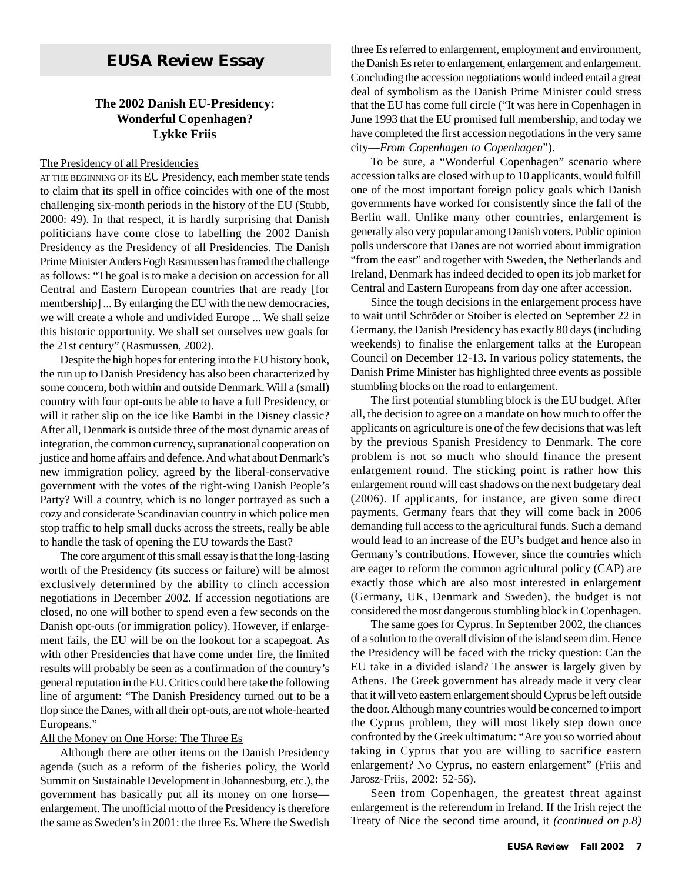# EUSA Review Essay

## The 2002 Danish EU-Presidency: Wonderful Copenhagen? Lykke Friis

### The Presidency of all Presidencies

AT THE BEGINNING OF its EU Presidency, each member state tends to claim that its spell in office coincides with one of the most challenging six-month periods in the history of the EU (Stubb, 2000: 49). In that respect, it is hardly surprising that Danish politicians have come close to labelling the 2002 Danish Presidency as the Presidency of all Presidencies. The Danish Prime Minister Anders Fogh Rasmussen has framed the challenge as follows: "The goal is to make a decision on accession for all Central and Eastern European countries that are ready [for membership] ... By enlarging the EU with the new democracies, we will create a whole and undivided Europe ... We shall seize this historic opportunity. We shall set ourselves new goals for the 21st century" (Rasmussen, 2002).

Despite the high hopes for entering into the EU history book, the run up to Danish Presidency has also been characterized by some concern, both within and outside Denmark. Will a (small) country with four opt-outs be able to have a full Presidency, or will it rather slip on the ice like Bambi in the Disney classic? After all, Denmark is outside three of the most dynamic areas of integration, the common currency, supranational cooperation on justice and home affairs and defence. And what about Denmark's new immigration policy, agreed by the liberal-conservative government with the votes of the right-wing Danish People's Party? Will a country, which is no longer portrayed as such a cozy and considerate Scandinavian country in which police men stop traffic to help small ducks across the streets, really be able to handle the task of opening the EU towards the East?

The core argument of this small essay is that the long-lasting worth of the Presidency (its success or failure) will be almost exclusively determined by the ability to clinch accession negotiations in December 2002. If accession negotiations are closed, no one will bother to spend even a few seconds on the Danish opt-outs (or immigration policy). However, if enlargement fails, the EU will be on the lookout for a scapegoat. As with other Presidencies that have come under fire, the limited results will probably be seen as a confirmation of the country's general reputation in the EU. Critics could here take the following line of argument: "The Danish Presidency turned out to be a flop since the Danes, with all their opt-outs, are not whole-hearted Europeans."

### All the Money on One Horse: The Three Es

Although there are other items on the Danish Presidency agenda (such as a reform of the fisheries policy, the World Summit on Sustainable Development in Johannesburg, etc.), the government has basically put all its money on one horse—enlargement. The unofficial motto of the Presidency is therefore the same as Sweden's in 2001: the three Es. Where the Swedish three Es referred to enlargement, employment and environment, the Danish Es refer to enlargement, enlargement and enlargement. Concluding the accession negotiations would indeed entail a great deal of symbolism as the Danish Prime Minister could stress that the EU has come full circle ("It was here in Copenhagen in June 1993 that the EU promised full membership, and today we have completed the first accession negotiations in the very same city—*From Copenhagen to Copenhagen*").

To be sure, a "Wonderful Copenhagen" scenario where accession talks are closed with up to 10 applicants, would fulfill one of the most important foreign policy goals which Danish governments have worked for consistently since the fall of the Berlin wall. Unlike many other countries, enlargement is generally also very popular among Danish voters. Public opinion polls underscore that Danes are not worried about immigration "from the east" and together with Sweden, the Netherlands and Ireland, Denmark has indeed decided to open its job market for Central and Eastern Europeans from day one after accession.

Since the tough decisions in the enlargement process have to wait until Schröder or Stoiber is elected on September 22 in Germany, the Danish Presidency has exactly 80 days (including weekends) to finalise the enlargement talks at the European Council on December 12-13. In various policy statements, the Danish Prime Minister has highlighted three events as possible stumbling blocks on the road to enlargement.

The first potential stumbling block is the EU budget. After all, the decision to agree on a mandate on how much to offer the applicants on agriculture is one of the few decisions that was left by the previous Spanish Presidency to Denmark. The core problem is not so much who should finance the present enlargement round. The sticking point is rather how this enlargement round will cast shadows on the next budgetary deal (2006). If applicants, for instance, are given some direct payments, Germany fears that they will come back in 2006 demanding full access to the agricultural funds. Such a demand would lead to an increase of the EU's budget and hence also in Germany's contributions. However, since the countries which are eager to reform the common agricultural policy (CAP) are exactly those which are also most interested in enlargement (Germany, UK, Denmark and Sweden), the budget is not considered the most dangerous stumbling block in Copenhagen.

The same goes for Cyprus. In September 2002, the chances of a solution to the overall division of the island seem dim. Hence the Presidency will be faced with the tricky question: Can the EU take in a divided island? The answer is largely given by Athens. The Greek government has already made it very clear that it will veto eastern enlargement should Cyprus be left outside the door. Although many countries would be concerned to import the Cyprus problem, they will most likely step down once confronted by the Greek ultimatum: "Are you so worried about taking in Cyprus that you are willing to sacrifice eastern enlargement? No Cyprus, no eastern enlargement" (Friis and Jarosz-Friis, 2002: 52-56).

Seen from Copenhagen, the greatest threat against enlargement is the referendum in Ireland. If the Irish reject the Treaty of Nice the second time around, it *(continued on p.8)*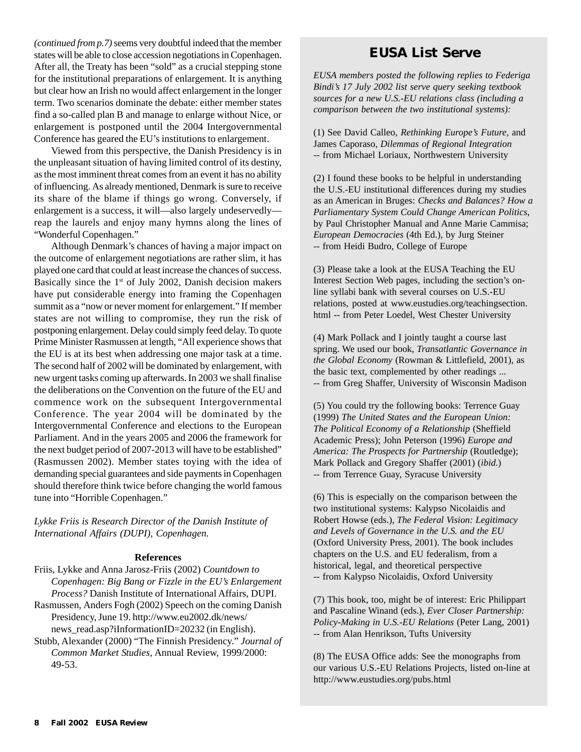*(continued from p.7)* seems very doubtful indeed that the member states will be able to close accession negotiations in Copenhagen. After all, the Treaty has been "sold" as a crucial stepping stone for the institutional preparations of enlargement. It is anything but clear how an Irish no would affect enlargement in the longer term. Two scenarios dominate the debate: either member states find a so-called plan B and manage to enlarge without Nice, or enlargement is postponed until the 2004 Intergovernmental Conference has geared the EU's institutions to enlargement.

Viewed from this perspective, the Danish Presidency is in the unpleasant situation of having limited control of its destiny, as the most imminent threat comes from an event it has no ability of influencing. As already mentioned, Denmark is sure to receive its share of the blame if things go wrong. Conversely, if enlargement is a success, it will—also largely undeservedly—reap the laurels and enjoy many hymns along the lines of "Wonderful Copenhagen."

Although Denmark's chances of having a major impact on the outcome of enlargement negotiations are rather slim, it has played one card that could at least increase the chances of success. Basically since the 1st of July 2002, Danish decision makers have put considerable energy into framing the Copenhagen summit as a "now or never moment for enlargement." If member states are not willing to compromise, they run the risk of postponing enlargement. Delay could simply feed delay. To quote Prime Minister Rasmussen at length, "All experience shows that the EU is at its best when addressing one major task at a time. The second half of 2002 will be dominated by enlargement, with new urgent tasks coming up afterwards. In 2003 we shall finalise the deliberations on the Convention on the future of the EU and commence work on the subsequent Intergovernmental Conference. The year 2004 will be dominated by the Intergovernmental Conference and elections to the European Parliament. And in the years 2005 and 2006 the framework for the next budget period of 2007-2013 will have to be established" (Rasmussen 2002). Member states toying with the idea of demanding special guarantees and side payments in Copenhagen should therefore think twice before changing the world famous tune into "Horrible Copenhagen."

*Lykke Friis is Research Director of the Danish Institute of International Affairs (DUPI), Copenhagen.*

**References**

Friis, Lykke and Anna Jarosz-Friis (2002) *Countdown to Copenhagen: Big Bang or Fizzle in the EU's Enlargement Process?* Danish Institute of International Affairs, DUPI.

Rasmussen, Anders Fogh (2002) Speech on the coming Danish Presidency, June 19. http://www.eu2002.dk/news/news_read.asp?iInformationID=20232 (in English).

Stubb, Alexander (2000) "The Finnish Presidency." *Journal of Common Market Studies*, Annual Review, 1999/2000: 49-53.

## EUSA List Serve

*EUSA members posted the following replies to Federiga Bindi's 17 July 2002 list serve query seeking textbook sources for a new U.S.-EU relations class (including a comparison between the two institutional systems):*

(1) See David Calleo, *Rethinking Europe's Future*, and James Caporaso, *Dilemmas of Regional Integration*
-- from Michael Loriaux, Northwestern University

(2) I found these books to be helpful in understanding the U.S.-EU institutional differences during my studies as an American in Bruges: *Checks and Balances? How a Parliamentary System Could Change American Politics*, by Paul Christopher Manual and Anne Marie Cammisa; *European Democracies* (4th Ed.), by Jurg Steiner
-- from Heidi Budro, College of Europe

(3) Please take a look at the EUSA Teaching the EU Interest Section Web pages, including the section's on-line syllabi bank with several courses on U.S.-EU relations, posted at www.eustudies.org/teachingsection.html -- from Peter Loedel, West Chester University

(4) Mark Pollack and I jointly taught a course last spring. We used our book, *Transatlantic Governance in the Global Economy* (Rowman & Littlefield, 2001), as the basic text, complemented by other readings ...
-- from Greg Shaffer, University of Wisconsin Madison

(5) You could try the following books: Terrence Guay (1999) *The United States and the European Union: The Political Economy of a Relationship* (Sheffield Academic Press); John Peterson (1996) *Europe and America: The Prospects for Partnership* (Routledge); Mark Pollack and Gregory Shaffer (2001) (*ibid.*)
-- from Terrence Guay, Syracuse University

(6) This is especially on the comparison between the two institutional systems: Kalypso Nicolaidis and Robert Howse (eds.), *The Federal Vision: Legitimacy and Levels of Governance in the U.S. and the EU* (Oxford University Press, 2001). The book includes chapters on the U.S. and EU federalism, from a historical, legal, and theoretical perspective
-- from Kalypso Nicolaidis, Oxford University

(7) This book, too, might be of interest: Eric Philippart and Pascaline Winand (eds.), *Ever Closer Partnership: Policy-Making in U.S.-EU Relations* (Peter Lang, 2001)
-- from Alan Henrikson, Tufts University

(8) The EUSA Office adds: See the monographs from our various U.S.-EU Relations Projects, listed on-line at http://www.eustudies.org/pubs.html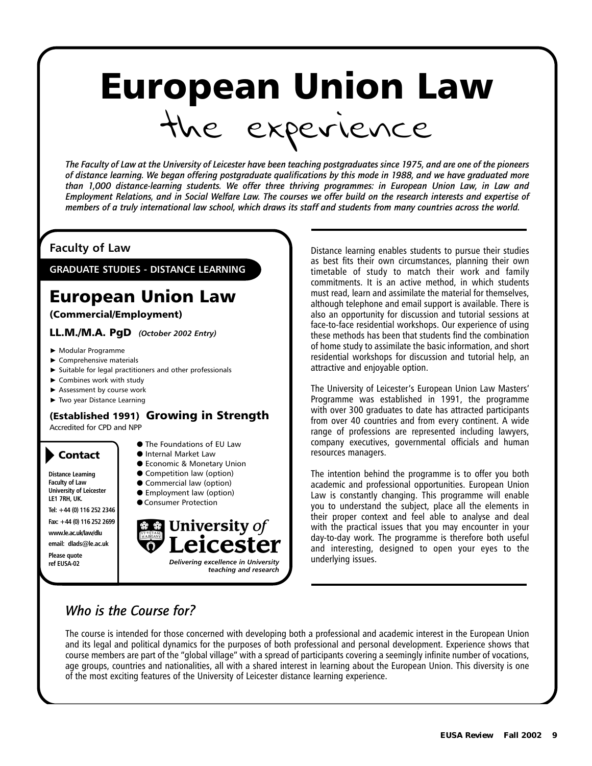# European Union Law

## the experience

*The Faculty of Law at the University of Leicester have been teaching postgraduates since 1975, and are one of the pioneers of distance learning. We began offering postgraduate qualifications by this mode in 1988, and we have graduated more than 1,000 distance-learning students. We offer three thriving programmes: in European Union Law, in Law and Employment Relations, and in Social Welfare Law. The courses we offer build on the research interests and expertise of members of a truly international law school, which draws its staff and students from many countries across the world.*

**Faculty of Law**

**GRADUATE STUDIES - DISTANCE LEARNING**

### European Union Law

**(Commercial/Employment)**

**LL.M./M.A. PgD** *(October 2002 Entry)*

- Modular Programme
- Comprehensive materials
- Suitable for legal practitioners and other professionals
- Combines work with study
- Assessment by course work
- Two year Distance Learning

**(Established 1991) Growing in Strength**

Accredited for CPD and NPP

- The Foundations of EU Law
- Internal Market Law
- Economic & Monetary Union
- Competition law (option)
- Commercial law (option)
- Employment law (option)
- Consumer Protection

**Contact**

**Distance Learning**
**Faculty of Law**
**University of Leicester**
**LE1 7RH, UK.**

**Tel: +44 (0) 116 252 2346**

**Fax: +44 (0) 116 252 2699**

**www.le.ac.uk/law/dlu**

**email: dlads@le.ac.uk**

**Please quote ref EUSA-02**

**University *of* Leicester**

*Delivering excellence in University teaching and research*

Distance learning enables students to pursue their studies as best fits their own circumstances, planning their own timetable of study to match their work and family commitments. It is an active method, in which students must read, learn and assimilate the material for themselves, although telephone and email support is available. There is also an opportunity for discussion and tutorial sessions at face-to-face residential workshops. Our experience of using these methods has been that students find the combination of home study to assimilate the basic information, and short residential workshops for discussion and tutorial help, an attractive and enjoyable option.

The University of Leicester's European Union Law Masters' Programme was established in 1991, the programme with over 300 graduates to date has attracted participants from over 40 countries and from every continent. A wide range of professions are represented including lawyers, company executives, governmental officials and human resources managers.

The intention behind the programme is to offer you both academic and professional opportunities. European Union Law is constantly changing. This programme will enable you to understand the subject, place all the elements in their proper context and feel able to analyse and deal with the practical issues that you may encounter in your day-to-day work. The programme is therefore both useful and interesting, designed to open your eyes to the underlying issues.

### *Who is the Course for?*

The course is intended for those concerned with developing both a professional and academic interest in the European Union and its legal and political dynamics for the purposes of both professional and personal development. Experience shows that course members are part of the "global village" with a spread of participants covering a seemingly infinite number of vocations, age groups, countries and nationalities, all with a shared interest in learning about the European Union. This diversity is one of the most exciting features of the University of Leicester distance learning experience.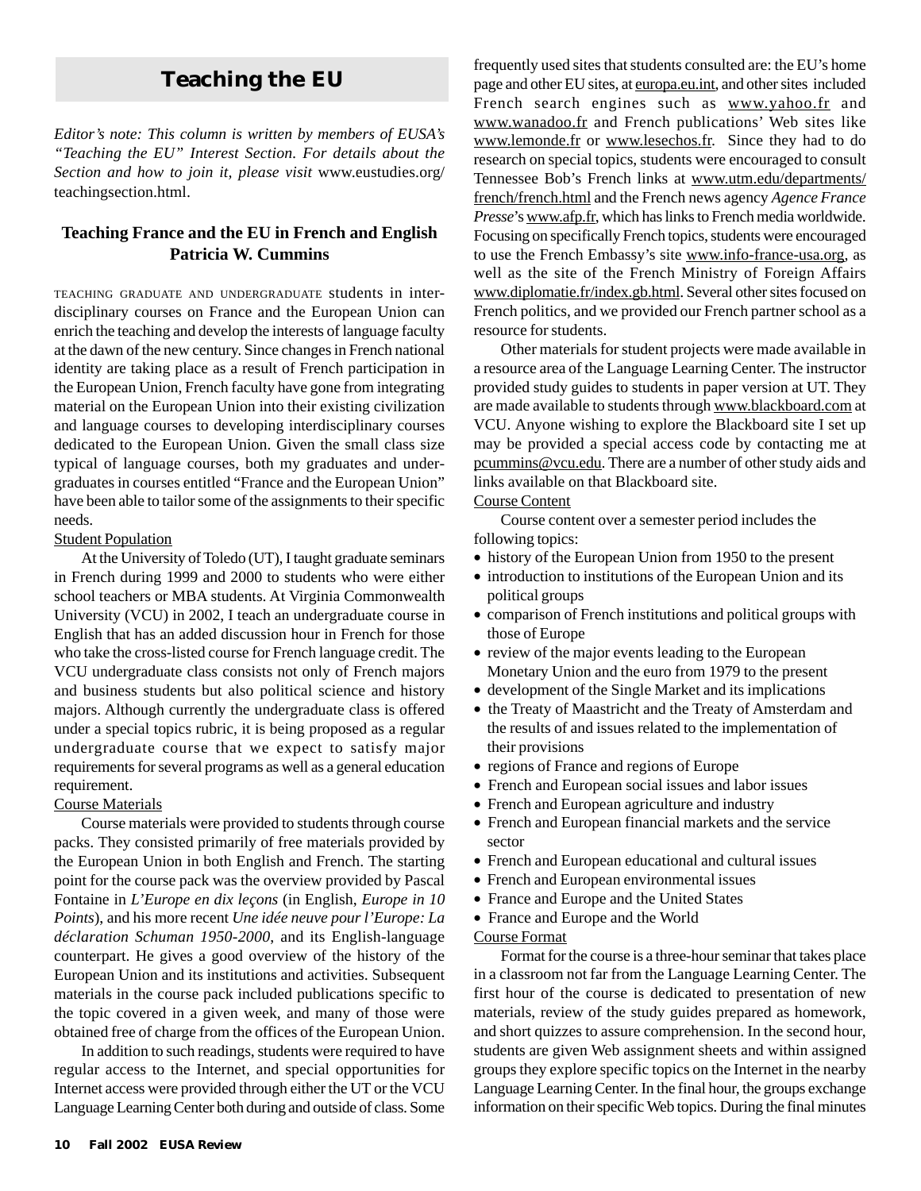# Teaching the EU

*Editor's note: This column is written by members of EUSA's "Teaching the EU" Interest Section. For details about the Section and how to join it, please visit* www.eustudies.org/teachingsection.html.

### Teaching France and the EU in French and English
### Patricia W. Cummins

TEACHING GRADUATE AND UNDERGRADUATE students in interdisciplinary courses on France and the European Union can enrich the teaching and develop the interests of language faculty at the dawn of the new century. Since changes in French national identity are taking place as a result of French participation in the European Union, French faculty have gone from integrating material on the European Union into their existing civilization and language courses to developing interdisciplinary courses dedicated to the European Union. Given the small class size typical of language courses, both my graduates and undergraduates in courses entitled "France and the European Union" have been able to tailor some of the assignments to their specific needs.

Student Population

At the University of Toledo (UT), I taught graduate seminars in French during 1999 and 2000 to students who were either school teachers or MBA students. At Virginia Commonwealth University (VCU) in 2002, I teach an undergraduate course in English that has an added discussion hour in French for those who take the cross-listed course for French language credit. The VCU undergraduate class consists not only of French majors and business students but also political science and history majors. Although currently the undergraduate class is offered under a special topics rubric, it is being proposed as a regular undergraduate course that we expect to satisfy major requirements for several programs as well as a general education requirement.

Course Materials

Course materials were provided to students through course packs. They consisted primarily of free materials provided by the European Union in both English and French. The starting point for the course pack was the overview provided by Pascal Fontaine in *L'Europe en dix leçons* (in English, *Europe in 10 Points*), and his more recent *Une idée neuve pour l'Europe: La déclaration Schuman 1950-2000*, and its English-language counterpart. He gives a good overview of the history of the European Union and its institutions and activities. Subsequent materials in the course pack included publications specific to the topic covered in a given week, and many of those were obtained free of charge from the offices of the European Union.

In addition to such readings, students were required to have regular access to the Internet, and special opportunities for Internet access were provided through either the UT or the VCU Language Learning Center both during and outside of class. Some frequently used sites that students consulted are: the EU's home page and other EU sites, at europa.eu.int, and other sites included French search engines such as www.yahoo.fr and www.wanadoo.fr and French publications' Web sites like www.lemonde.fr or www.lesechos.fr. Since they had to do research on special topics, students were encouraged to consult Tennessee Bob's French links at www.utm.edu/departments/french/french.html and the French news agency *Agence France Presse*'s www.afp.fr, which has links to French media worldwide. Focusing on specifically French topics, students were encouraged to use the French Embassy's site www.info-france-usa.org, as well as the site of the French Ministry of Foreign Affairs www.diplomatie.fr/index.gb.html. Several other sites focused on French politics, and we provided our French partner school as a resource for students.

Other materials for student projects were made available in a resource area of the Language Learning Center. The instructor provided study guides to students in paper version at UT. They are made available to students through www.blackboard.com at VCU. Anyone wishing to explore the Blackboard site I set up may be provided a special access code by contacting me at pcummins@vcu.edu. There are a number of other study aids and links available on that Blackboard site.

Course Content

Course content over a semester period includes the following topics:

- history of the European Union from 1950 to the present
- introduction to institutions of the European Union and its political groups
- comparison of French institutions and political groups with those of Europe
- review of the major events leading to the European Monetary Union and the euro from 1979 to the present
- development of the Single Market and its implications
- the Treaty of Maastricht and the Treaty of Amsterdam and the results of and issues related to the implementation of their provisions
- regions of France and regions of Europe
- French and European social issues and labor issues
- French and European agriculture and industry
- French and European financial markets and the service sector
- French and European educational and cultural issues
- French and European environmental issues
- France and Europe and the United States
- France and Europe and the World

Course Format

Format for the course is a three-hour seminar that takes place in a classroom not far from the Language Learning Center. The first hour of the course is dedicated to presentation of new materials, review of the study guides prepared as homework, and short quizzes to assure comprehension. In the second hour, students are given Web assignment sheets and within assigned groups they explore specific topics on the Internet in the nearby Language Learning Center. In the final hour, the groups exchange information on their specific Web topics. During the final minutes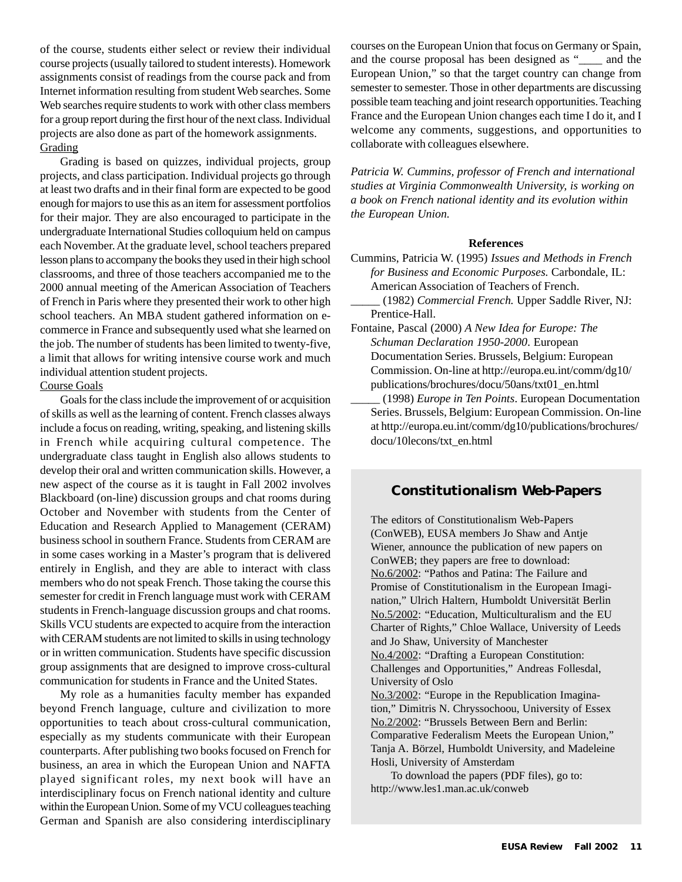of the course, students either select or review their individual course projects (usually tailored to student interests). Homework assignments consist of readings from the course pack and from Internet information resulting from student Web searches. Some Web searches require students to work with other class members for a group report during the first hour of the next class. Individual projects are also done as part of the homework assignments.

Grading

Grading is based on quizzes, individual projects, group projects, and class participation. Individual projects go through at least two drafts and in their final form are expected to be good enough for majors to use this as an item for assessment portfolios for their major. They are also encouraged to participate in the undergraduate International Studies colloquium held on campus each November. At the graduate level, school teachers prepared lesson plans to accompany the books they used in their high school classrooms, and three of those teachers accompanied me to the 2000 annual meeting of the American Association of Teachers of French in Paris where they presented their work to other high school teachers. An MBA student gathered information on e-commerce in France and subsequently used what she learned on the job. The number of students has been limited to twenty-five, a limit that allows for writing intensive course work and much individual attention student projects.

Course Goals

Goals for the class include the improvement of or acquisition of skills as well as the learning of content. French classes always include a focus on reading, writing, speaking, and listening skills in French while acquiring cultural competence. The undergraduate class taught in English also allows students to develop their oral and written communication skills. However, a new aspect of the course as it is taught in Fall 2002 involves Blackboard (on-line) discussion groups and chat rooms during October and November with students from the Center of Education and Research Applied to Management (CERAM) business school in southern France. Students from CERAM are in some cases working in a Master's program that is delivered entirely in English, and they are able to interact with class members who do not speak French. Those taking the course this semester for credit in French language must work with CERAM students in French-language discussion groups and chat rooms. Skills VCU students are expected to acquire from the interaction with CERAM students are not limited to skills in using technology or in written communication. Students have specific discussion group assignments that are designed to improve cross-cultural communication for students in France and the United States.

My role as a humanities faculty member has expanded beyond French language, culture and civilization to more opportunities to teach about cross-cultural communication, especially as my students communicate with their European counterparts. After publishing two books focused on French for business, an area in which the European Union and NAFTA played significant roles, my next book will have an interdisciplinary focus on French national identity and culture within the European Union. Some of my VCU colleagues teaching German and Spanish are also considering interdisciplinary courses on the European Union that focus on Germany or Spain, and the course proposal has been designed as "____ and the European Union," so that the target country can change from semester to semester. Those in other departments are discussing possible team teaching and joint research opportunities. Teaching France and the European Union changes each time I do it, and I welcome any comments, suggestions, and opportunities to collaborate with colleagues elsewhere.

*Patricia W. Cummins, professor of French and international studies at Virginia Commonwealth University, is working on a book on French national identity and its evolution within the European Union.*

### References

Cummins, Patricia W. (1995) *Issues and Methods in French for Business and Economic Purposes.* Carbondale, IL: American Association of Teachers of French.

_____ (1982) *Commercial French.* Upper Saddle River, NJ: Prentice-Hall.

Fontaine, Pascal (2000) *A New Idea for Europe: The Schuman Declaration 1950-2000*. European Documentation Series. Brussels, Belgium: European Commission. On-line at http://europa.eu.int/comm/dg10/publications/brochures/docu/50ans/txt01_en.html

_____ (1998) *Europe in Ten Points*. European Documentation Series. Brussels, Belgium: European Commission. On-line at http://europa.eu.int/comm/dg10/publications/brochures/docu/10lecons/txt_en.html

## Constitutionalism Web-Papers

The editors of Constitutionalism Web-Papers (ConWEB), EUSA members Jo Shaw and Antje Wiener, announce the publication of new papers on ConWEB; they papers are free to download:

No.6/2002: "Pathos and Patina: The Failure and Promise of Constitutionalism in the European Imagination," Ulrich Haltern, Humboldt Universität Berlin

No.5/2002: "Education, Multiculturalism and the EU Charter of Rights," Chloe Wallace, University of Leeds and Jo Shaw, University of Manchester

No.4/2002: "Drafting a European Constitution: Challenges and Opportunities," Andreas Follesdal, University of Oslo

No.3/2002: "Europe in the Republication Imagination," Dimitris N. Chryssochoou, University of Essex

No.2/2002: "Brussels Between Bern and Berlin: Comparative Federalism Meets the European Union," Tanja A. Börzel, Humboldt University, and Madeleine Hosli, University of Amsterdam

To download the papers (PDF files), go to: http://www.les1.man.ac.uk/conweb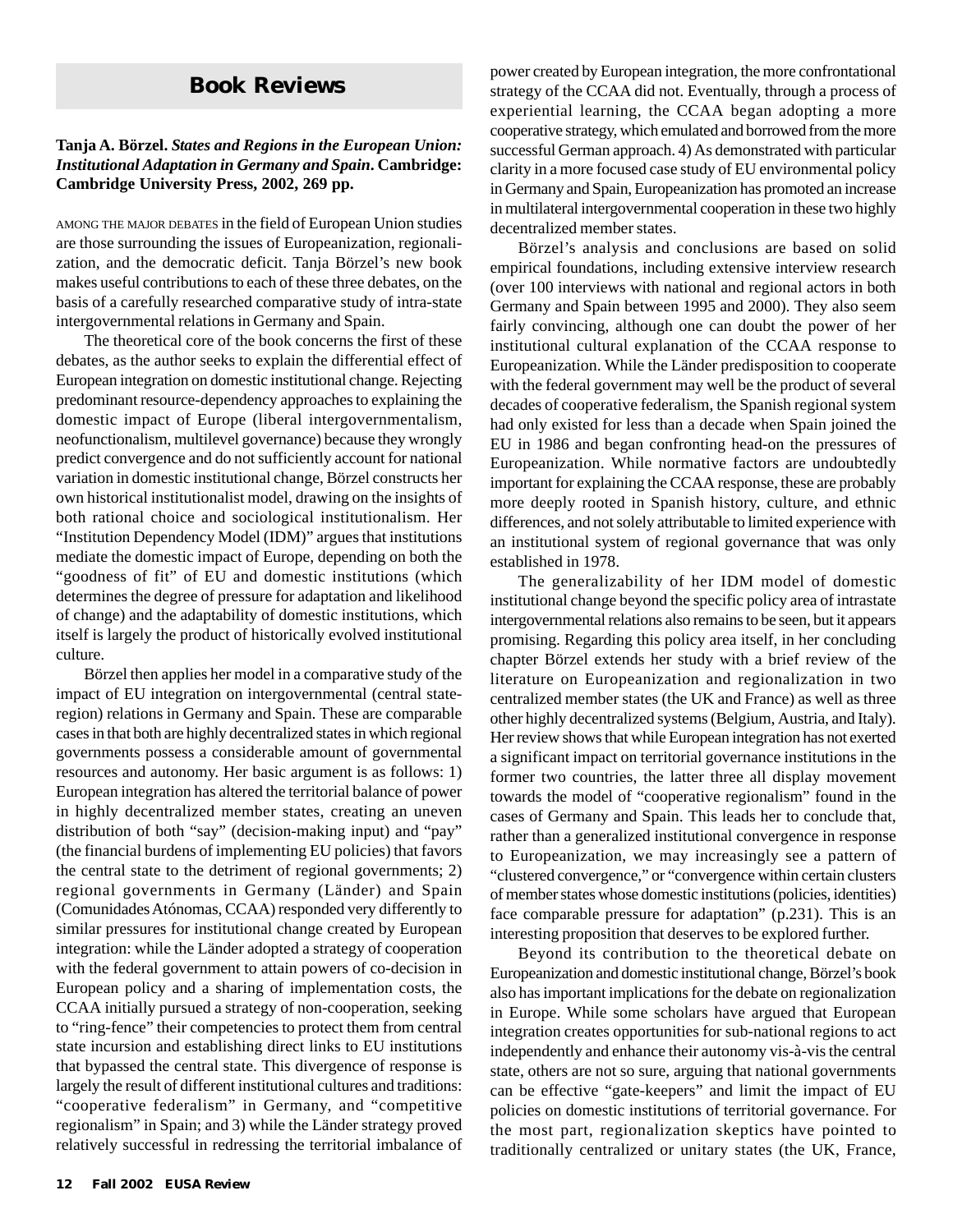# Book Reviews

**Tanja A. Börzel. *States and Regions in the European Union: Institutional Adaptation in Germany and Spain*. Cambridge: Cambridge University Press, 2002, 269 pp.**

AMONG THE MAJOR DEBATES in the field of European Union studies are those surrounding the issues of Europeanization, regionalization, and the democratic deficit. Tanja Börzel's new book makes useful contributions to each of these three debates, on the basis of a carefully researched comparative study of intra-state intergovernmental relations in Germany and Spain.

The theoretical core of the book concerns the first of these debates, as the author seeks to explain the differential effect of European integration on domestic institutional change. Rejecting predominant resource-dependency approaches to explaining the domestic impact of Europe (liberal intergovernmentalism, neofunctionalism, multilevel governance) because they wrongly predict convergence and do not sufficiently account for national variation in domestic institutional change, Börzel constructs her own historical institutionalist model, drawing on the insights of both rational choice and sociological institutionalism. Her "Institution Dependency Model (IDM)" argues that institutions mediate the domestic impact of Europe, depending on both the "goodness of fit" of EU and domestic institutions (which determines the degree of pressure for adaptation and likelihood of change) and the adaptability of domestic institutions, which itself is largely the product of historically evolved institutional culture.

Börzel then applies her model in a comparative study of the impact of EU integration on intergovernmental (central state-region) relations in Germany and Spain. These are comparable cases in that both are highly decentralized states in which regional governments possess a considerable amount of governmental resources and autonomy. Her basic argument is as follows: 1) European integration has altered the territorial balance of power in highly decentralized member states, creating an uneven distribution of both "say" (decision-making input) and "pay" (the financial burdens of implementing EU policies) that favors the central state to the detriment of regional governments; 2) regional governments in Germany (Länder) and Spain (Comunidades Atónomas, CCAA) responded very differently to similar pressures for institutional change created by European integration: while the Länder adopted a strategy of cooperation with the federal government to attain powers of co-decision in European policy and a sharing of implementation costs, the CCAA initially pursued a strategy of non-cooperation, seeking to "ring-fence" their competencies to protect them from central state incursion and establishing direct links to EU institutions that bypassed the central state. This divergence of response is largely the result of different institutional cultures and traditions: "cooperative federalism" in Germany, and "competitive regionalism" in Spain; and 3) while the Länder strategy proved relatively successful in redressing the territorial imbalance of power created by European integration, the more confrontational strategy of the CCAA did not. Eventually, through a process of experiential learning, the CCAA began adopting a more cooperative strategy, which emulated and borrowed from the more successful German approach. 4) As demonstrated with particular clarity in a more focused case study of EU environmental policy in Germany and Spain, Europeanization has promoted an increase in multilateral intergovernmental cooperation in these two highly decentralized member states.

Börzel's analysis and conclusions are based on solid empirical foundations, including extensive interview research (over 100 interviews with national and regional actors in both Germany and Spain between 1995 and 2000). They also seem fairly convincing, although one can doubt the power of her institutional cultural explanation of the CCAA response to Europeanization. While the Länder predisposition to cooperate with the federal government may well be the product of several decades of cooperative federalism, the Spanish regional system had only existed for less than a decade when Spain joined the EU in 1986 and began confronting head-on the pressures of Europeanization. While normative factors are undoubtedly important for explaining the CCAA response, these are probably more deeply rooted in Spanish history, culture, and ethnic differences, and not solely attributable to limited experience with an institutional system of regional governance that was only established in 1978.

The generalizability of her IDM model of domestic institutional change beyond the specific policy area of intrastate intergovernmental relations also remains to be seen, but it appears promising. Regarding this policy area itself, in her concluding chapter Börzel extends her study with a brief review of the literature on Europeanization and regionalization in two centralized member states (the UK and France) as well as three other highly decentralized systems (Belgium, Austria, and Italy). Her review shows that while European integration has not exerted a significant impact on territorial governance institutions in the former two countries, the latter three all display movement towards the model of "cooperative regionalism" found in the cases of Germany and Spain. This leads her to conclude that, rather than a generalized institutional convergence in response to Europeanization, we may increasingly see a pattern of "clustered convergence," or "convergence within certain clusters of member states whose domestic institutions (policies, identities) face comparable pressure for adaptation" (p.231). This is an interesting proposition that deserves to be explored further.

Beyond its contribution to the theoretical debate on Europeanization and domestic institutional change, Börzel's book also has important implications for the debate on regionalization in Europe. While some scholars have argued that European integration creates opportunities for sub-national regions to act independently and enhance their autonomy vis-à-vis the central state, others are not so sure, arguing that national governments can be effective "gate-keepers" and limit the impact of EU policies on domestic institutions of territorial governance. For the most part, regionalization skeptics have pointed to traditionally centralized or unitary states (the UK, France,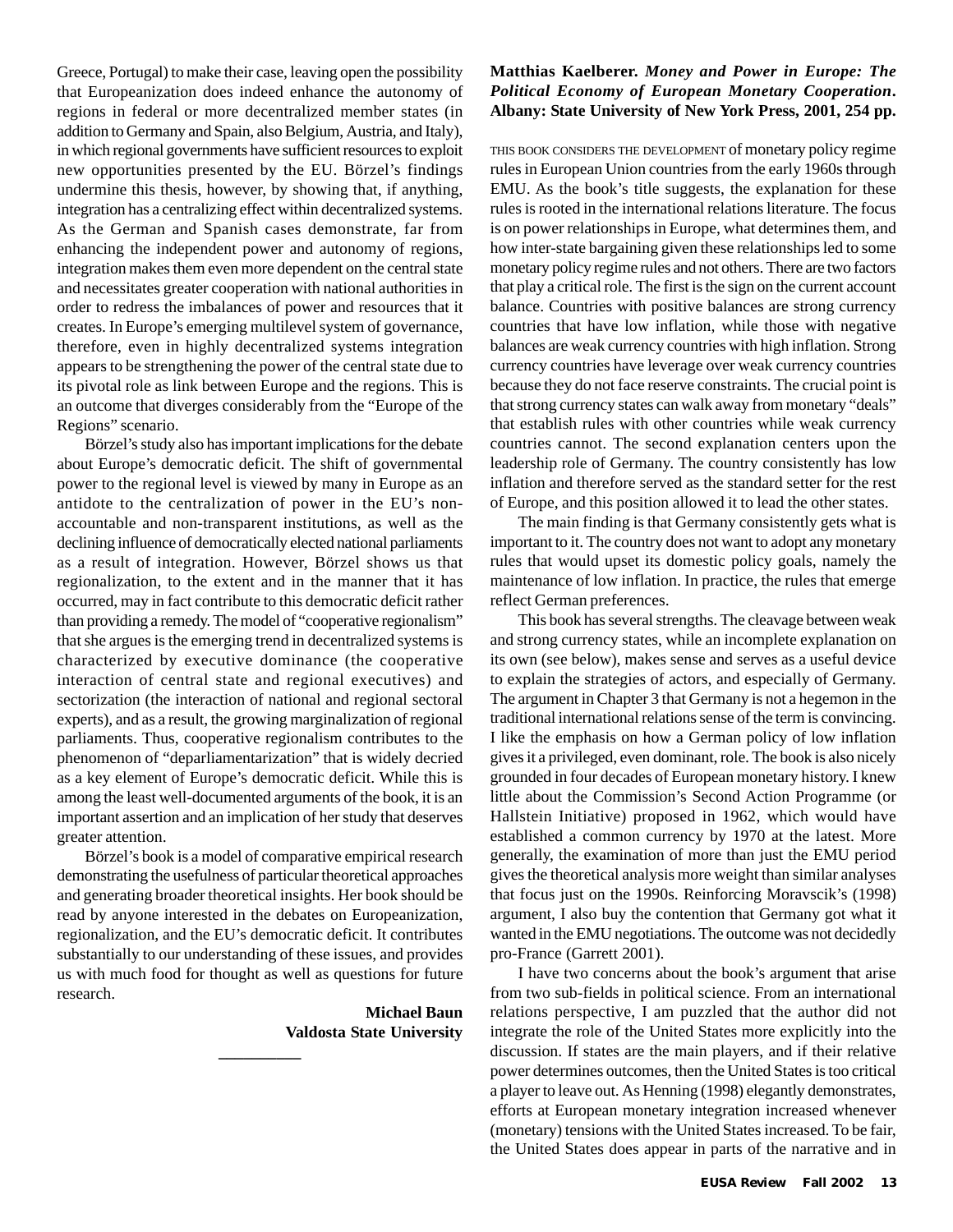Greece, Portugal) to make their case, leaving open the possibility that Europeanization does indeed enhance the autonomy of regions in federal or more decentralized member states (in addition to Germany and Spain, also Belgium, Austria, and Italy), in which regional governments have sufficient resources to exploit new opportunities presented by the EU. Börzel's findings undermine this thesis, however, by showing that, if anything, integration has a centralizing effect within decentralized systems. As the German and Spanish cases demonstrate, far from enhancing the independent power and autonomy of regions, integration makes them even more dependent on the central state and necessitates greater cooperation with national authorities in order to redress the imbalances of power and resources that it creates. In Europe's emerging multilevel system of governance, therefore, even in highly decentralized systems integration appears to be strengthening the power of the central state due to its pivotal role as link between Europe and the regions. This is an outcome that diverges considerably from the "Europe of the Regions" scenario.

Börzel's study also has important implications for the debate about Europe's democratic deficit. The shift of governmental power to the regional level is viewed by many in Europe as an antidote to the centralization of power in the EU's non-accountable and non-transparent institutions, as well as the declining influence of democratically elected national parliaments as a result of integration. However, Börzel shows us that regionalization, to the extent and in the manner that it has occurred, may in fact contribute to this democratic deficit rather than providing a remedy. The model of "cooperative regionalism" that she argues is the emerging trend in decentralized systems is characterized by executive dominance (the cooperative interaction of central state and regional executives) and sectorization (the interaction of national and regional sectoral experts), and as a result, the growing marginalization of regional parliaments. Thus, cooperative regionalism contributes to the phenomenon of "deparliamentarization" that is widely decried as a key element of Europe's democratic deficit. While this is among the least well-documented arguments of the book, it is an important assertion and an implication of her study that deserves greater attention.

Börzel's book is a model of comparative empirical research demonstrating the usefulness of particular theoretical approaches and generating broader theoretical insights. Her book should be read by anyone interested in the debates on Europeanization, regionalization, and the EU's democratic deficit. It contributes substantially to our understanding of these issues, and provides us with much food for thought as well as questions for future research.

**Michael Baun**
**Valdosta State University**

---

**Matthias Kaelberer. *Money and Power in Europe: The Political Economy of European Monetary Cooperation*. Albany: State University of New York Press, 2001, 254 pp.**

THIS BOOK CONSIDERS THE DEVELOPMENT of monetary policy regime rules in European Union countries from the early 1960s through EMU. As the book's title suggests, the explanation for these rules is rooted in the international relations literature. The focus is on power relationships in Europe, what determines them, and how inter-state bargaining given these relationships led to some monetary policy regime rules and not others. There are two factors that play a critical role. The first is the sign on the current account balance. Countries with positive balances are strong currency countries that have low inflation, while those with negative balances are weak currency countries with high inflation. Strong currency countries have leverage over weak currency countries because they do not face reserve constraints. The crucial point is that strong currency states can walk away from monetary "deals" that establish rules with other countries while weak currency countries cannot. The second explanation centers upon the leadership role of Germany. The country consistently has low inflation and therefore served as the standard setter for the rest of Europe, and this position allowed it to lead the other states.

The main finding is that Germany consistently gets what is important to it. The country does not want to adopt any monetary rules that would upset its domestic policy goals, namely the maintenance of low inflation. In practice, the rules that emerge reflect German preferences.

This book has several strengths. The cleavage between weak and strong currency states, while an incomplete explanation on its own (see below), makes sense and serves as a useful device to explain the strategies of actors, and especially of Germany. The argument in Chapter 3 that Germany is not a hegemon in the traditional international relations sense of the term is convincing. I like the emphasis on how a German policy of low inflation gives it a privileged, even dominant, role. The book is also nicely grounded in four decades of European monetary history. I knew little about the Commission's Second Action Programme (or Hallstein Initiative) proposed in 1962, which would have established a common currency by 1970 at the latest. More generally, the examination of more than just the EMU period gives the theoretical analysis more weight than similar analyses that focus just on the 1990s. Reinforcing Moravscik's (1998) argument, I also buy the contention that Germany got what it wanted in the EMU negotiations. The outcome was not decidedly pro-France (Garrett 2001).

I have two concerns about the book's argument that arise from two sub-fields in political science. From an international relations perspective, I am puzzled that the author did not integrate the role of the United States more explicitly into the discussion. If states are the main players, and if their relative power determines outcomes, then the United States is too critical a player to leave out. As Henning (1998) elegantly demonstrates, efforts at European monetary integration increased whenever (monetary) tensions with the United States increased. To be fair, the United States does appear in parts of the narrative and in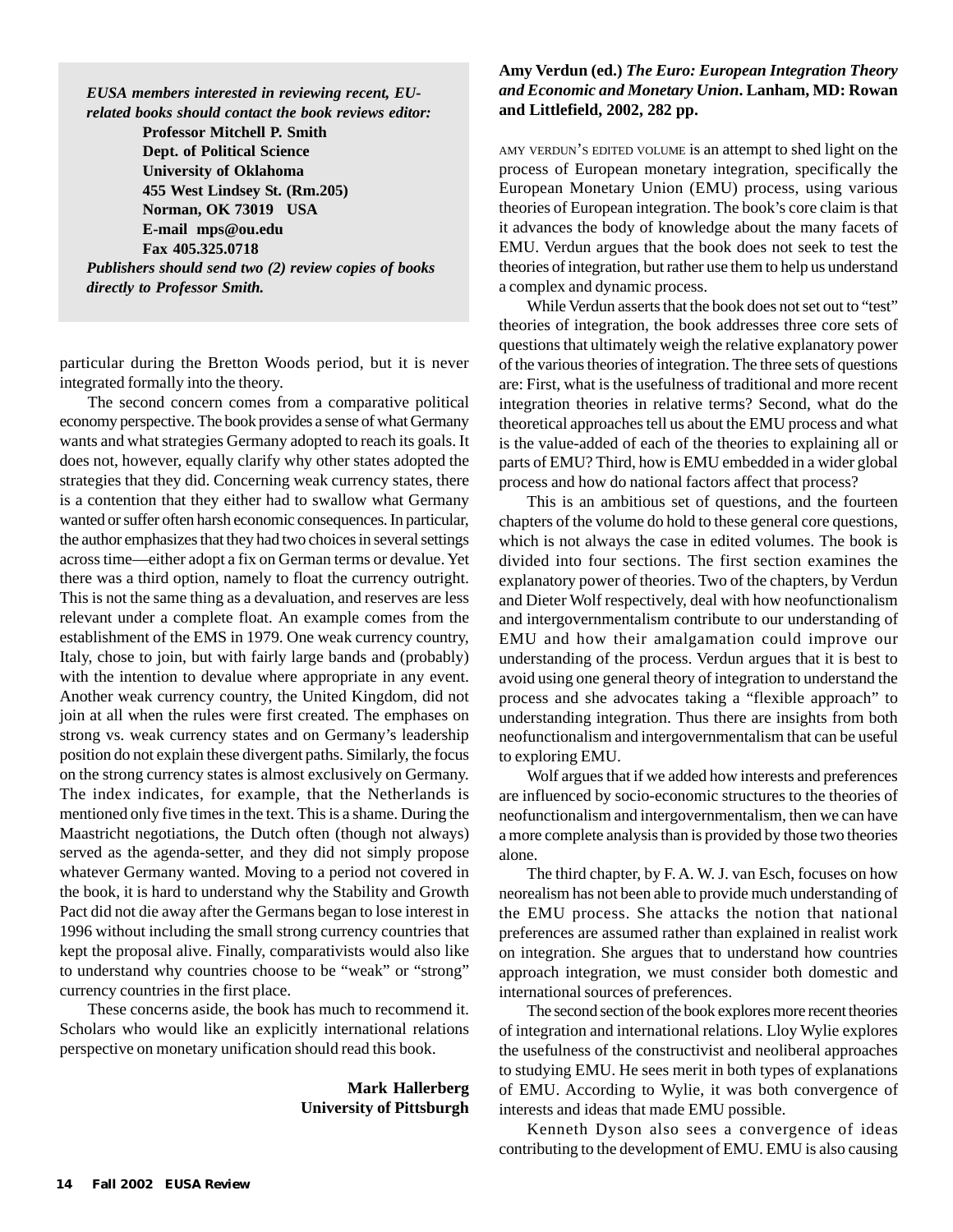*EUSA members interested in reviewing recent, EU-related books should contact the book reviews editor:*

**Professor Mitchell P. Smith**
**Dept. of Political Science**
**University of Oklahoma**
**455 West Lindsey St. (Rm.205)**
**Norman, OK 73019 USA**
**E-mail mps@ou.edu**
**Fax 405.325.0718**

*Publishers should send two (2) review copies of books directly to Professor Smith.*

particular during the Bretton Woods period, but it is never integrated formally into the theory.

The second concern comes from a comparative political economy perspective. The book provides a sense of what Germany wants and what strategies Germany adopted to reach its goals. It does not, however, equally clarify why other states adopted the strategies that they did. Concerning weak currency states, there is a contention that they either had to swallow what Germany wanted or suffer often harsh economic consequences. In particular, the author emphasizes that they had two choices in several settings across time—either adopt a fix on German terms or devalue. Yet there was a third option, namely to float the currency outright. This is not the same thing as a devaluation, and reserves are less relevant under a complete float. An example comes from the establishment of the EMS in 1979. One weak currency country, Italy, chose to join, but with fairly large bands and (probably) with the intention to devalue where appropriate in any event. Another weak currency country, the United Kingdom, did not join at all when the rules were first created. The emphases on strong vs. weak currency states and on Germany's leadership position do not explain these divergent paths. Similarly, the focus on the strong currency states is almost exclusively on Germany. The index indicates, for example, that the Netherlands is mentioned only five times in the text. This is a shame. During the Maastricht negotiations, the Dutch often (though not always) served as the agenda-setter, and they did not simply propose whatever Germany wanted. Moving to a period not covered in the book, it is hard to understand why the Stability and Growth Pact did not die away after the Germans began to lose interest in 1996 without including the small strong currency countries that kept the proposal alive. Finally, comparativists would also like to understand why countries choose to be "weak" or "strong" currency countries in the first place.

These concerns aside, the book has much to recommend it. Scholars who would like an explicitly international relations perspective on monetary unification should read this book.

**Mark Hallerberg**
**University of Pittsburgh**

**Amy Verdun (ed.)** ***The Euro: European Integration Theory and Economic and Monetary Union*****. Lanham, MD: Rowan and Littlefield, 2002, 282 pp.**

AMY VERDUN'S EDITED VOLUME is an attempt to shed light on the process of European monetary integration, specifically the European Monetary Union (EMU) process, using various theories of European integration. The book's core claim is that it advances the body of knowledge about the many facets of EMU. Verdun argues that the book does not seek to test the theories of integration, but rather use them to help us understand a complex and dynamic process.

While Verdun asserts that the book does not set out to "test" theories of integration, the book addresses three core sets of questions that ultimately weigh the relative explanatory power of the various theories of integration. The three sets of questions are: First, what is the usefulness of traditional and more recent integration theories in relative terms? Second, what do the theoretical approaches tell us about the EMU process and what is the value-added of each of the theories to explaining all or parts of EMU? Third, how is EMU embedded in a wider global process and how do national factors affect that process?

This is an ambitious set of questions, and the fourteen chapters of the volume do hold to these general core questions, which is not always the case in edited volumes. The book is divided into four sections. The first section examines the explanatory power of theories. Two of the chapters, by Verdun and Dieter Wolf respectively, deal with how neofunctionalism and intergovernmentalism contribute to our understanding of EMU and how their amalgamation could improve our understanding of the process. Verdun argues that it is best to avoid using one general theory of integration to understand the process and she advocates taking a "flexible approach" to understanding integration. Thus there are insights from both neofunctionalism and intergovernmentalism that can be useful to exploring EMU.

Wolf argues that if we added how interests and preferences are influenced by socio-economic structures to the theories of neofunctionalism and intergovernmentalism, then we can have a more complete analysis than is provided by those two theories alone.

The third chapter, by F. A. W. J. van Esch, focuses on how neorealism has not been able to provide much understanding of the EMU process. She attacks the notion that national preferences are assumed rather than explained in realist work on integration. She argues that to understand how countries approach integration, we must consider both domestic and international sources of preferences.

The second section of the book explores more recent theories of integration and international relations. Lloy Wylie explores the usefulness of the constructivist and neoliberal approaches to studying EMU. He sees merit in both types of explanations of EMU. According to Wylie, it was both convergence of interests and ideas that made EMU possible.

Kenneth Dyson also sees a convergence of ideas contributing to the development of EMU. EMU is also causing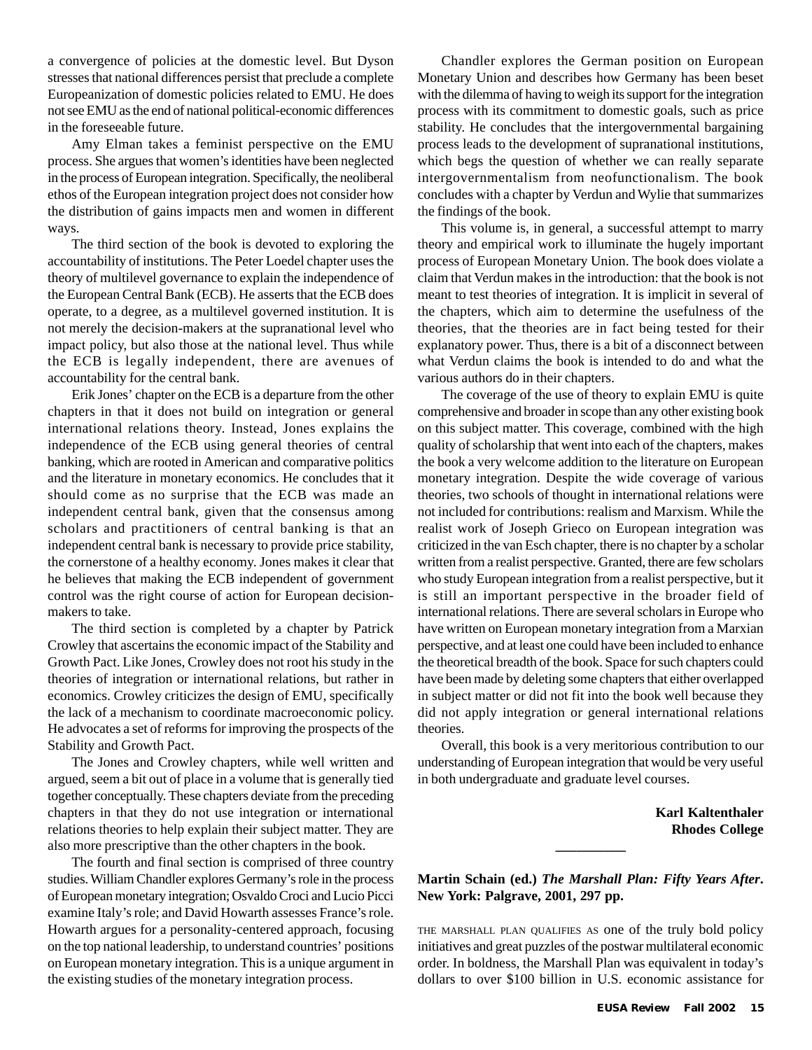a convergence of policies at the domestic level. But Dyson stresses that national differences persist that preclude a complete Europeanization of domestic policies related to EMU. He does not see EMU as the end of national political-economic differences in the foreseeable future.

Amy Elman takes a feminist perspective on the EMU process. She argues that women's identities have been neglected in the process of European integration. Specifically, the neoliberal ethos of the European integration project does not consider how the distribution of gains impacts men and women in different ways.

The third section of the book is devoted to exploring the accountability of institutions. The Peter Loedel chapter uses the theory of multilevel governance to explain the independence of the European Central Bank (ECB). He asserts that the ECB does operate, to a degree, as a multilevel governed institution. It is not merely the decision-makers at the supranational level who impact policy, but also those at the national level. Thus while the ECB is legally independent, there are avenues of accountability for the central bank.

Erik Jones' chapter on the ECB is a departure from the other chapters in that it does not build on integration or general international relations theory. Instead, Jones explains the independence of the ECB using general theories of central banking, which are rooted in American and comparative politics and the literature in monetary economics. He concludes that it should come as no surprise that the ECB was made an independent central bank, given that the consensus among scholars and practitioners of central banking is that an independent central bank is necessary to provide price stability, the cornerstone of a healthy economy. Jones makes it clear that he believes that making the ECB independent of government control was the right course of action for European decision-makers to take.

The third section is completed by a chapter by Patrick Crowley that ascertains the economic impact of the Stability and Growth Pact. Like Jones, Crowley does not root his study in the theories of integration or international relations, but rather in economics. Crowley criticizes the design of EMU, specifically the lack of a mechanism to coordinate macroeconomic policy. He advocates a set of reforms for improving the prospects of the Stability and Growth Pact.

The Jones and Crowley chapters, while well written and argued, seem a bit out of place in a volume that is generally tied together conceptually. These chapters deviate from the preceding chapters in that they do not use integration or international relations theories to help explain their subject matter. They are also more prescriptive than the other chapters in the book.

The fourth and final section is comprised of three country studies. William Chandler explores Germany's role in the process of European monetary integration; Osvaldo Croci and Lucio Picci examine Italy's role; and David Howarth assesses France's role. Howarth argues for a personality-centered approach, focusing on the top national leadership, to understand countries' positions on European monetary integration. This is a unique argument in the existing studies of the monetary integration process.

Chandler explores the German position on European Monetary Union and describes how Germany has been beset with the dilemma of having to weigh its support for the integration process with its commitment to domestic goals, such as price stability. He concludes that the intergovernmental bargaining process leads to the development of supranational institutions, which begs the question of whether we can really separate intergovernmentalism from neofunctionalism. The book concludes with a chapter by Verdun and Wylie that summarizes the findings of the book.

This volume is, in general, a successful attempt to marry theory and empirical work to illuminate the hugely important process of European Monetary Union. The book does violate a claim that Verdun makes in the introduction: that the book is not meant to test theories of integration. It is implicit in several of the chapters, which aim to determine the usefulness of the theories, that the theories are in fact being tested for their explanatory power. Thus, there is a bit of a disconnect between what Verdun claims the book is intended to do and what the various authors do in their chapters.

The coverage of the use of theory to explain EMU is quite comprehensive and broader in scope than any other existing book on this subject matter. This coverage, combined with the high quality of scholarship that went into each of the chapters, makes the book a very welcome addition to the literature on European monetary integration. Despite the wide coverage of various theories, two schools of thought in international relations were not included for contributions: realism and Marxism. While the realist work of Joseph Grieco on European integration was criticized in the van Esch chapter, there is no chapter by a scholar written from a realist perspective. Granted, there are few scholars who study European integration from a realist perspective, but it is still an important perspective in the broader field of international relations. There are several scholars in Europe who have written on European monetary integration from a Marxian perspective, and at least one could have been included to enhance the theoretical breadth of the book. Space for such chapters could have been made by deleting some chapters that either overlapped in subject matter or did not fit into the book well because they did not apply integration or general international relations theories.

Overall, this book is a very meritorious contribution to our understanding of European integration that would be very useful in both undergraduate and graduate level courses.

**Karl Kaltenthaler**
**Rhodes College**

---

**Martin Schain (ed.) *The Marshall Plan: Fifty Years After*. New York: Palgrave, 2001, 297 pp.**

THE MARSHALL PLAN QUALIFIES AS one of the truly bold policy initiatives and great puzzles of the postwar multilateral economic order. In boldness, the Marshall Plan was equivalent in today's dollars to over \$100 billion in U.S. economic assistance for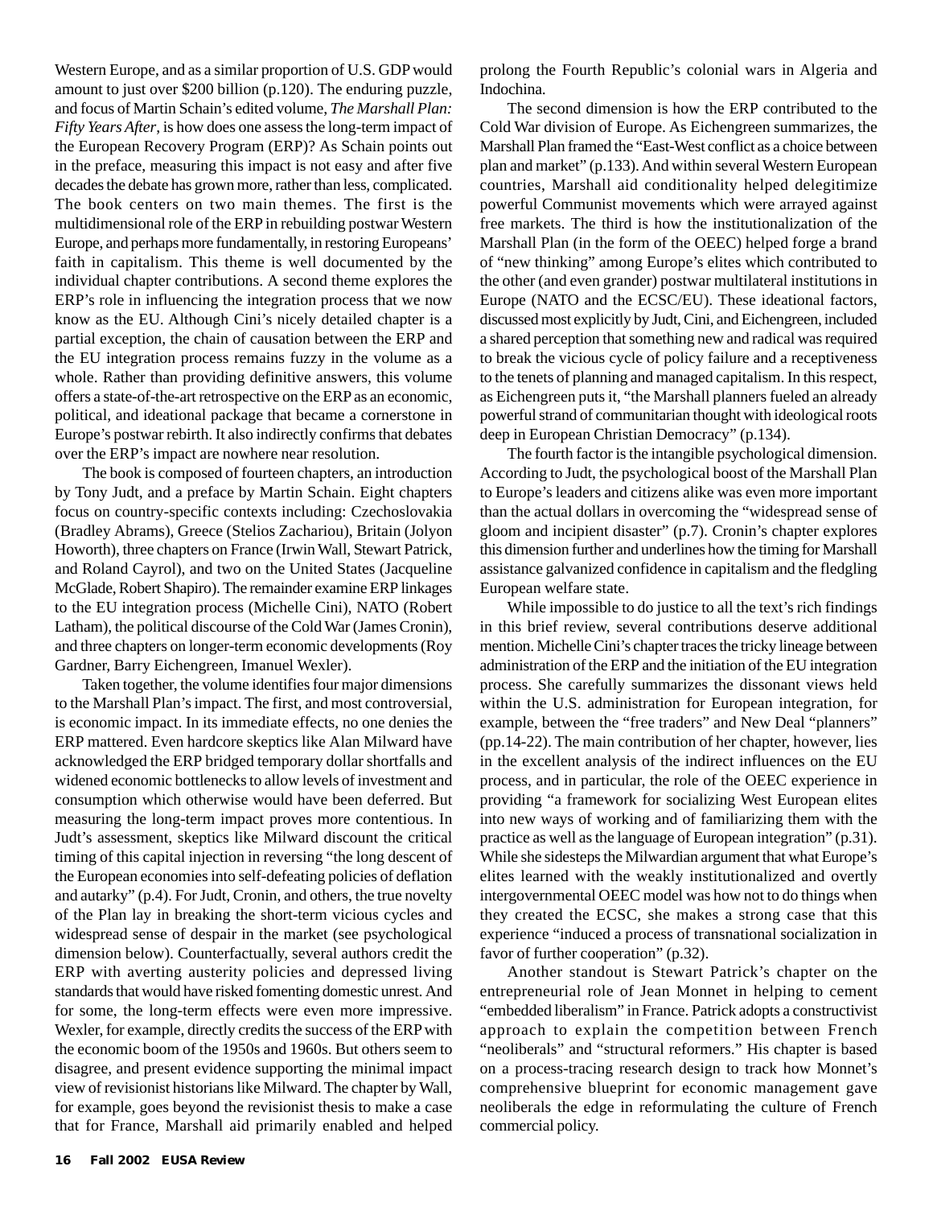Western Europe, and as a similar proportion of U.S. GDP would amount to just over $200 billion (p.120). The enduring puzzle, and focus of Martin Schain's edited volume, *The Marshall Plan: Fifty Years After*, is how does one assess the long-term impact of the European Recovery Program (ERP)? As Schain points out in the preface, measuring this impact is not easy and after five decades the debate has grown more, rather than less, complicated. The book centers on two main themes. The first is the multidimensional role of the ERP in rebuilding postwar Western Europe, and perhaps more fundamentally, in restoring Europeans' faith in capitalism. This theme is well documented by the individual chapter contributions. A second theme explores the ERP's role in influencing the integration process that we now know as the EU. Although Cini's nicely detailed chapter is a partial exception, the chain of causation between the ERP and the EU integration process remains fuzzy in the volume as a whole. Rather than providing definitive answers, this volume offers a state-of-the-art retrospective on the ERP as an economic, political, and ideational package that became a cornerstone in Europe's postwar rebirth. It also indirectly confirms that debates over the ERP's impact are nowhere near resolution.

The book is composed of fourteen chapters, an introduction by Tony Judt, and a preface by Martin Schain. Eight chapters focus on country-specific contexts including: Czechoslovakia (Bradley Abrams), Greece (Stelios Zachariou), Britain (Jolyon Howorth), three chapters on France (Irwin Wall, Stewart Patrick, and Roland Cayrol), and two on the United States (Jacqueline McGlade, Robert Shapiro). The remainder examine ERP linkages to the EU integration process (Michelle Cini), NATO (Robert Latham), the political discourse of the Cold War (James Cronin), and three chapters on longer-term economic developments (Roy Gardner, Barry Eichengreen, Imanuel Wexler).

Taken together, the volume identifies four major dimensions to the Marshall Plan's impact. The first, and most controversial, is economic impact. In its immediate effects, no one denies the ERP mattered. Even hardcore skeptics like Alan Milward have acknowledged the ERP bridged temporary dollar shortfalls and widened economic bottlenecks to allow levels of investment and consumption which otherwise would have been deferred. But measuring the long-term impact proves more contentious. In Judt's assessment, skeptics like Milward discount the critical timing of this capital injection in reversing "the long descent of the European economies into self-defeating policies of deflation and autarky" (p.4). For Judt, Cronin, and others, the true novelty of the Plan lay in breaking the short-term vicious cycles and widespread sense of despair in the market (see psychological dimension below). Counterfactually, several authors credit the ERP with averting austerity policies and depressed living standards that would have risked fomenting domestic unrest. And for some, the long-term effects were even more impressive. Wexler, for example, directly credits the success of the ERP with the economic boom of the 1950s and 1960s. But others seem to disagree, and present evidence supporting the minimal impact view of revisionist historians like Milward. The chapter by Wall, for example, goes beyond the revisionist thesis to make a case that for France, Marshall aid primarily enabled and helped prolong the Fourth Republic's colonial wars in Algeria and Indochina.

The second dimension is how the ERP contributed to the Cold War division of Europe. As Eichengreen summarizes, the Marshall Plan framed the "East-West conflict as a choice between plan and market" (p.133). And within several Western European countries, Marshall aid conditionality helped delegitimize powerful Communist movements which were arrayed against free markets. The third is how the institutionalization of the Marshall Plan (in the form of the OEEC) helped forge a brand of "new thinking" among Europe's elites which contributed to the other (and even grander) postwar multilateral institutions in Europe (NATO and the ECSC/EU). These ideational factors, discussed most explicitly by Judt, Cini, and Eichengreen, included a shared perception that something new and radical was required to break the vicious cycle of policy failure and a receptiveness to the tenets of planning and managed capitalism. In this respect, as Eichengreen puts it, "the Marshall planners fueled an already powerful strand of communitarian thought with ideological roots deep in European Christian Democracy" (p.134).

The fourth factor is the intangible psychological dimension. According to Judt, the psychological boost of the Marshall Plan to Europe's leaders and citizens alike was even more important than the actual dollars in overcoming the "widespread sense of gloom and incipient disaster" (p.7). Cronin's chapter explores this dimension further and underlines how the timing for Marshall assistance galvanized confidence in capitalism and the fledgling European welfare state.

While impossible to do justice to all the text's rich findings in this brief review, several contributions deserve additional mention. Michelle Cini's chapter traces the tricky lineage between administration of the ERP and the initiation of the EU integration process. She carefully summarizes the dissonant views held within the U.S. administration for European integration, for example, between the "free traders" and New Deal "planners" (pp.14-22). The main contribution of her chapter, however, lies in the excellent analysis of the indirect influences on the EU process, and in particular, the role of the OEEC experience in providing "a framework for socializing West European elites into new ways of working and of familiarizing them with the practice as well as the language of European integration" (p.31). While she sidesteps the Milwardian argument that what Europe's elites learned with the weakly institutionalized and overtly intergovernmental OEEC model was how not to do things when they created the ECSC, she makes a strong case that this experience "induced a process of transnational socialization in favor of further cooperation" (p.32).

Another standout is Stewart Patrick's chapter on the entrepreneurial role of Jean Monnet in helping to cement "embedded liberalism" in France. Patrick adopts a constructivist approach to explain the competition between French "neoliberals" and "structural reformers." His chapter is based on a process-tracing research design to track how Monnet's comprehensive blueprint for economic management gave neoliberals the edge in reformulating the culture of French commercial policy.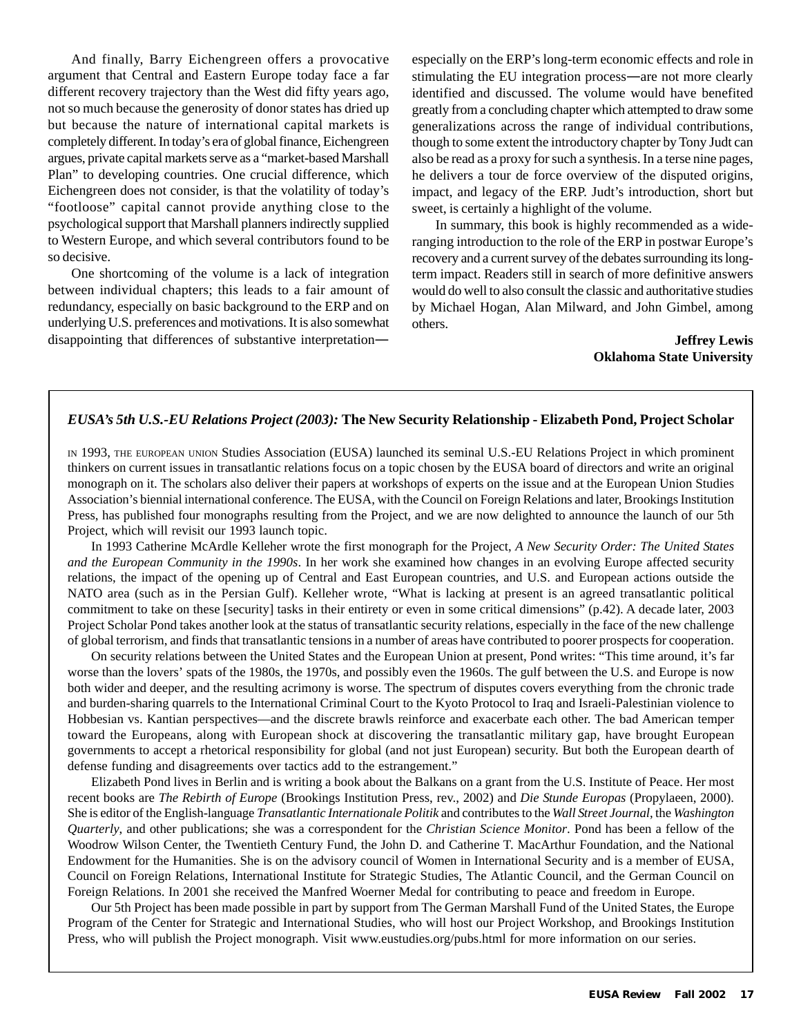And finally, Barry Eichengreen offers a provocative argument that Central and Eastern Europe today face a far different recovery trajectory than the West did fifty years ago, not so much because the generosity of donor states has dried up but because the nature of international capital markets is completely different. In today's era of global finance, Eichengreen argues, private capital markets serve as a "market-based Marshall Plan" to developing countries. One crucial difference, which Eichengreen does not consider, is that the volatility of today's "footloose" capital cannot provide anything close to the psychological support that Marshall planners indirectly supplied to Western Europe, and which several contributors found to be so decisive.

One shortcoming of the volume is a lack of integration between individual chapters; this leads to a fair amount of redundancy, especially on basic background to the ERP and on underlying U.S. preferences and motivations. It is also somewhat disappointing that differences of substantive interpretation—especially on the ERP's long-term economic effects and role in stimulating the EU integration process—are not more clearly identified and discussed. The volume would have benefited greatly from a concluding chapter which attempted to draw some generalizations across the range of individual contributions, though to some extent the introductory chapter by Tony Judt can also be read as a proxy for such a synthesis. In a terse nine pages, he delivers a tour de force overview of the disputed origins, impact, and legacy of the ERP. Judt's introduction, short but sweet, is certainly a highlight of the volume.

In summary, this book is highly recommended as a wide-ranging introduction to the role of the ERP in postwar Europe's recovery and a current survey of the debates surrounding its long-term impact. Readers still in search of more definitive answers would do well to also consult the classic and authoritative studies by Michael Hogan, Alan Milward, and John Gimbel, among others.

**Jeffrey Lewis**
**Oklahoma State University**

### *EUSA's 5th U.S.-EU Relations Project (2003):* The New Security Relationship - Elizabeth Pond, Project Scholar

IN 1993, THE EUROPEAN UNION Studies Association (EUSA) launched its seminal U.S.-EU Relations Project in which prominent thinkers on current issues in transatlantic relations focus on a topic chosen by the EUSA board of directors and write an original monograph on it. The scholars also deliver their papers at workshops of experts on the issue and at the European Union Studies Association's biennial international conference. The EUSA, with the Council on Foreign Relations and later, Brookings Institution Press, has published four monographs resulting from the Project, and we are now delighted to announce the launch of our 5th Project, which will revisit our 1993 launch topic.

In 1993 Catherine McArdle Kelleher wrote the first monograph for the Project, *A New Security Order: The United States and the European Community in the 1990s*. In her work she examined how changes in an evolving Europe affected security relations, the impact of the opening up of Central and East European countries, and U.S. and European actions outside the NATO area (such as in the Persian Gulf). Kelleher wrote, "What is lacking at present is an agreed transatlantic political commitment to take on these [security] tasks in their entirety or even in some critical dimensions" (p.42). A decade later, 2003 Project Scholar Pond takes another look at the status of transatlantic security relations, especially in the face of the new challenge of global terrorism, and finds that transatlantic tensions in a number of areas have contributed to poorer prospects for cooperation.

On security relations between the United States and the European Union at present, Pond writes: "This time around, it's far worse than the lovers' spats of the 1980s, the 1970s, and possibly even the 1960s. The gulf between the U.S. and Europe is now both wider and deeper, and the resulting acrimony is worse. The spectrum of disputes covers everything from the chronic trade and burden-sharing quarrels to the International Criminal Court to the Kyoto Protocol to Iraq and Israeli-Palestinian violence to Hobbesian vs. Kantian perspectives—and the discrete brawls reinforce and exacerbate each other. The bad American temper toward the Europeans, along with European shock at discovering the transatlantic military gap, have brought European governments to accept a rhetorical responsibility for global (and not just European) security. But both the European dearth of defense funding and disagreements over tactics add to the estrangement."

Elizabeth Pond lives in Berlin and is writing a book about the Balkans on a grant from the U.S. Institute of Peace. Her most recent books are *The Rebirth of Europe* (Brookings Institution Press, rev., 2002) and *Die Stunde Europas* (Propylaeen, 2000). She is editor of the English-language *Transatlantic Internationale Politik* and contributes to the *Wall Street Journal*, the *Washington Quarterly*, and other publications; she was a correspondent for the *Christian Science Monitor*. Pond has been a fellow of the Woodrow Wilson Center, the Twentieth Century Fund, the John D. and Catherine T. MacArthur Foundation, and the National Endowment for the Humanities. She is on the advisory council of Women in International Security and is a member of EUSA, Council on Foreign Relations, International Institute for Strategic Studies, The Atlantic Council, and the German Council on Foreign Relations. In 2001 she received the Manfred Woerner Medal for contributing to peace and freedom in Europe.

Our 5th Project has been made possible in part by support from The German Marshall Fund of the United States, the Europe Program of the Center for Strategic and International Studies, who will host our Project Workshop, and Brookings Institution Press, who will publish the Project monograph. Visit www.eustudies.org/pubs.html for more information on our series.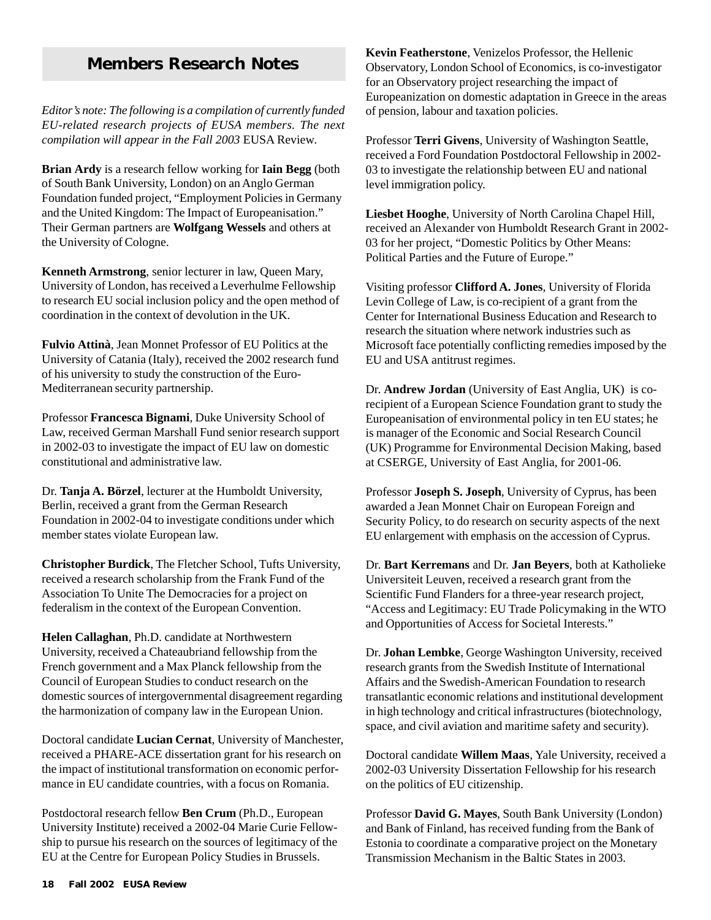## Members Research Notes

*Editor's note: The following is a compilation of currently funded EU-related research projects of EUSA members. The next compilation will appear in the Fall 2003* EUSA Review.

**Brian Ardy** is a research fellow working for **Iain Begg** (both of South Bank University, London) on an Anglo German Foundation funded project, "Employment Policies in Germany and the United Kingdom: The Impact of Europeanisation." Their German partners are **Wolfgang Wessels** and others at the University of Cologne.

**Kenneth Armstrong**, senior lecturer in law, Queen Mary, University of London, has received a Leverhulme Fellowship to research EU social inclusion policy and the open method of coordination in the context of devolution in the UK.

**Fulvio Attinà**, Jean Monnet Professor of EU Politics at the University of Catania (Italy), received the 2002 research fund of his university to study the construction of the Euro-Mediterranean security partnership.

Professor **Francesca Bignami**, Duke University School of Law, received German Marshall Fund senior research support in 2002-03 to investigate the impact of EU law on domestic constitutional and administrative law.

Dr. **Tanja A. Börzel**, lecturer at the Humboldt University, Berlin, received a grant from the German Research Foundation in 2002-04 to investigate conditions under which member states violate European law.

**Christopher Burdick**, The Fletcher School, Tufts University, received a research scholarship from the Frank Fund of the Association To Unite The Democracies for a project on federalism in the context of the European Convention.

**Helen Callaghan**, Ph.D. candidate at Northwestern University, received a Chateaubriand fellowship from the French government and a Max Planck fellowship from the Council of European Studies to conduct research on the domestic sources of intergovernmental disagreement regarding the harmonization of company law in the European Union.

Doctoral candidate **Lucian Cernat**, University of Manchester, received a PHARE-ACE dissertation grant for his research on the impact of institutional transformation on economic performance in EU candidate countries, with a focus on Romania.

Postdoctoral research fellow **Ben Crum** (Ph.D., European University Institute) received a 2002-04 Marie Curie Fellowship to pursue his research on the sources of legitimacy of the EU at the Centre for European Policy Studies in Brussels.

**Kevin Featherstone**, Venizelos Professor, the Hellenic Observatory, London School of Economics, is co-investigator for an Observatory project researching the impact of Europeanization on domestic adaptation in Greece in the areas of pension, labour and taxation policies.

Professor **Terri Givens**, University of Washington Seattle, received a Ford Foundation Postdoctoral Fellowship in 2002-03 to investigate the relationship between EU and national level immigration policy.

**Liesbet Hooghe**, University of North Carolina Chapel Hill, received an Alexander von Humboldt Research Grant in 2002-03 for her project, "Domestic Politics by Other Means: Political Parties and the Future of Europe."

Visiting professor **Clifford A. Jones**, University of Florida Levin College of Law, is co-recipient of a grant from the Center for International Business Education and Research to research the situation where network industries such as Microsoft face potentially conflicting remedies imposed by the EU and USA antitrust regimes.

Dr. **Andrew Jordan** (University of East Anglia, UK) is co-recipient of a European Science Foundation grant to study the Europeanisation of environmental policy in ten EU states; he is manager of the Economic and Social Research Council (UK) Programme for Environmental Decision Making, based at CSERGE, University of East Anglia, for 2001-06.

Professor **Joseph S. Joseph**, University of Cyprus, has been awarded a Jean Monnet Chair on European Foreign and Security Policy, to do research on security aspects of the next EU enlargement with emphasis on the accession of Cyprus.

Dr. **Bart Kerremans** and Dr. **Jan Beyers**, both at Katholieke Universiteit Leuven, received a research grant from the Scientific Fund Flanders for a three-year research project, "Access and Legitimacy: EU Trade Policymaking in the WTO and Opportunities of Access for Societal Interests."

Dr. **Johan Lembke**, George Washington University, received research grants from the Swedish Institute of International Affairs and the Swedish-American Foundation to research transatlantic economic relations and institutional development in high technology and critical infrastructures (biotechnology, space, and civil aviation and maritime safety and security).

Doctoral candidate **Willem Maas**, Yale University, received a 2002-03 University Dissertation Fellowship for his research on the politics of EU citizenship.

Professor **David G. Mayes**, South Bank University (London) and Bank of Finland, has received funding from the Bank of Estonia to coordinate a comparative project on the Monetary Transmission Mechanism in the Baltic States in 2003.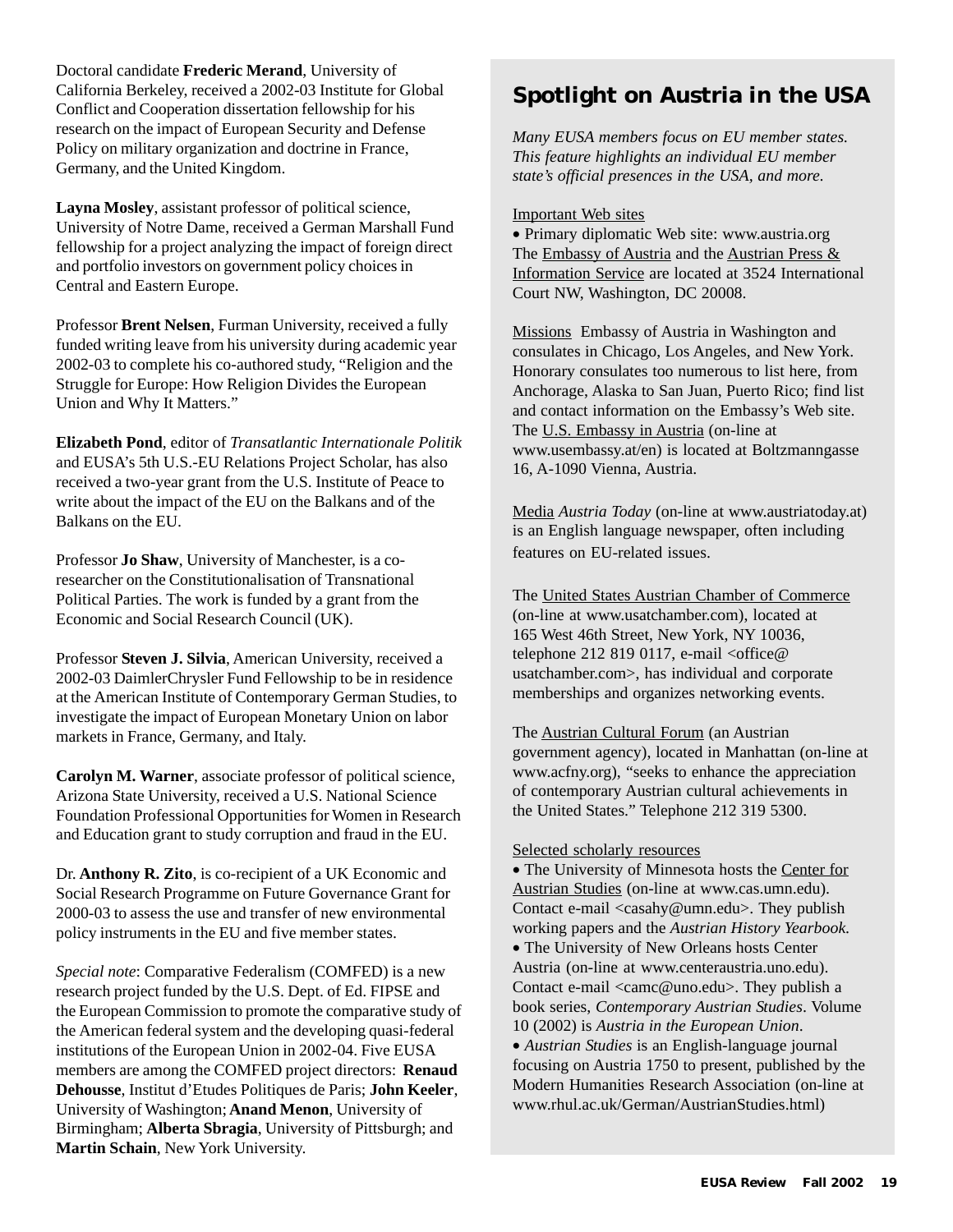Doctoral candidate **Frederic Merand**, University of California Berkeley, received a 2002-03 Institute for Global Conflict and Cooperation dissertation fellowship for his research on the impact of European Security and Defense Policy on military organization and doctrine in France, Germany, and the United Kingdom.

**Layna Mosley**, assistant professor of political science, University of Notre Dame, received a German Marshall Fund fellowship for a project analyzing the impact of foreign direct and portfolio investors on government policy choices in Central and Eastern Europe.

Professor **Brent Nelsen**, Furman University, received a fully funded writing leave from his university during academic year 2002-03 to complete his co-authored study, "Religion and the Struggle for Europe: How Religion Divides the European Union and Why It Matters."

**Elizabeth Pond**, editor of *Transatlantic Internationale Politik* and EUSA's 5th U.S.-EU Relations Project Scholar, has also received a two-year grant from the U.S. Institute of Peace to write about the impact of the EU on the Balkans and of the Balkans on the EU.

Professor **Jo Shaw**, University of Manchester, is a co-researcher on the Constitutionalisation of Transnational Political Parties. The work is funded by a grant from the Economic and Social Research Council (UK).

Professor **Steven J. Silvia**, American University, received a 2002-03 DaimlerChrysler Fund Fellowship to be in residence at the American Institute of Contemporary German Studies, to investigate the impact of European Monetary Union on labor markets in France, Germany, and Italy.

**Carolyn M. Warner**, associate professor of political science, Arizona State University, received a U.S. National Science Foundation Professional Opportunities for Women in Research and Education grant to study corruption and fraud in the EU.

Dr. **Anthony R. Zito**, is co-recipient of a UK Economic and Social Research Programme on Future Governance Grant for 2000-03 to assess the use and transfer of new environmental policy instruments in the EU and five member states.

*Special note*: Comparative Federalism (COMFED) is a new research project funded by the U.S. Dept. of Ed. FIPSE and the European Commission to promote the comparative study of the American federal system and the developing quasi-federal institutions of the European Union in 2002-04. Five EUSA members are among the COMFED project directors: **Renaud Dehousse**, Institut d'Etudes Politiques de Paris; **John Keeler**, University of Washington; **Anand Menon**, University of Birmingham; **Alberta Sbragia**, University of Pittsburgh; and **Martin Schain**, New York University.

## Spotlight on Austria in the USA

*Many EUSA members focus on EU member states. This feature highlights an individual EU member state's official presences in the USA, and more.*

Important Web sites

- Primary diplomatic Web site: www.austria.org

The Embassy of Austria and the Austrian Press & Information Service are located at 3524 International Court NW, Washington, DC 20008.

Missions Embassy of Austria in Washington and consulates in Chicago, Los Angeles, and New York. Honorary consulates too numerous to list here, from Anchorage, Alaska to San Juan, Puerto Rico; find list and contact information on the Embassy's Web site. The U.S. Embassy in Austria (on-line at www.usembassy.at/en) is located at Boltzmanngasse 16, A-1090 Vienna, Austria.

Media *Austria Today* (on-line at www.austriatoday.at) is an English language newspaper, often including features on EU-related issues.

The United States Austrian Chamber of Commerce (on-line at www.usatchamber.com), located at 165 West 46th Street, New York, NY 10036, telephone 212 819 0117, e-mail <office@usatchamber.com>, has individual and corporate memberships and organizes networking events.

The Austrian Cultural Forum (an Austrian government agency), located in Manhattan (on-line at www.acfny.org), "seeks to enhance the appreciation of contemporary Austrian cultural achievements in the United States." Telephone 212 319 5300.

Selected scholarly resources

- The University of Minnesota hosts the Center for Austrian Studies (on-line at www.cas.umn.edu). Contact e-mail <casahy@umn.edu>. They publish working papers and the *Austrian History Yearbook*.
- The University of New Orleans hosts Center Austria (on-line at www.centeraustria.uno.edu). Contact e-mail <camc@uno.edu>. They publish a book series, *Contemporary Austrian Studies*. Volume 10 (2002) is *Austria in the European Union*.
- *Austrian Studies* is an English-language journal focusing on Austria 1750 to present, published by the Modern Humanities Research Association (on-line at www.rhul.ac.uk/German/AustrianStudies.html)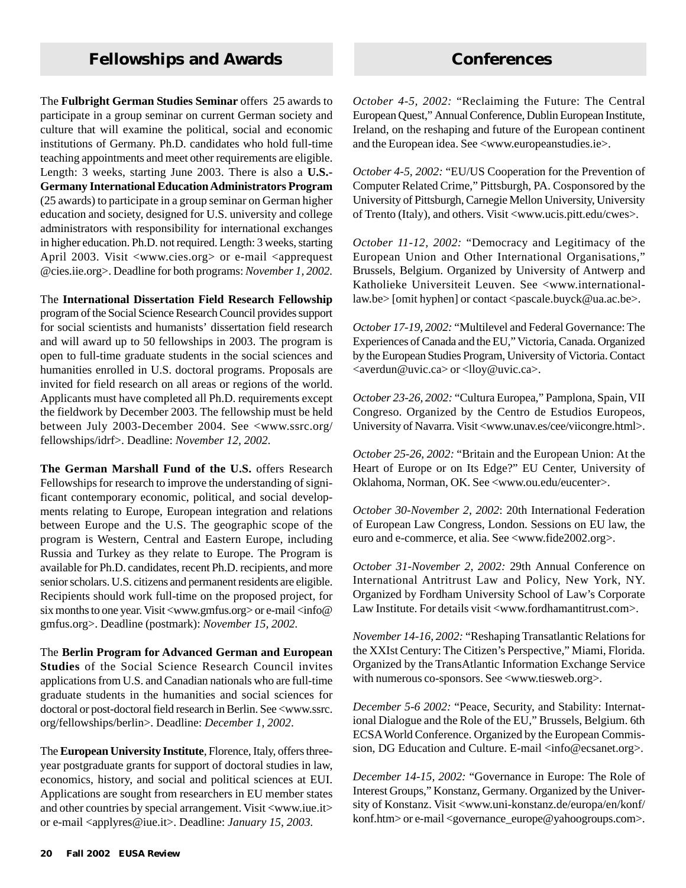## Fellowships and Awards

The **Fulbright German Studies Seminar** offers 25 awards to participate in a group seminar on current German society and culture that will examine the political, social and economic institutions of Germany. Ph.D. candidates who hold full-time teaching appointments and meet other requirements are eligible. Length: 3 weeks, starting June 2003. There is also a **U.S.-Germany International Education Administrators Program** (25 awards) to participate in a group seminar on German higher education and society, designed for U.S. university and college administrators with responsibility for international exchanges in higher education. Ph.D. not required. Length: 3 weeks, starting April 2003. Visit <www.cies.org> or e-mail <apprequest @cies.iie.org>. Deadline for both programs: *November 1, 2002.*

The **International Dissertation Field Research Fellowship** program of the Social Science Research Council provides support for social scientists and humanists' dissertation field research and will award up to 50 fellowships in 2003. The program is open to full-time graduate students in the social sciences and humanities enrolled in U.S. doctoral programs. Proposals are invited for field research on all areas or regions of the world. Applicants must have completed all Ph.D. requirements except the fieldwork by December 2003. The fellowship must be held between July 2003-December 2004. See <www.ssrc.org/fellowships/idrf>. Deadline: *November 12, 2002.*

**The German Marshall Fund of the U.S.** offers Research Fellowships for research to improve the understanding of significant contemporary economic, political, and social developments relating to Europe, European integration and relations between Europe and the U.S. The geographic scope of the program is Western, Central and Eastern Europe, including Russia and Turkey as they relate to Europe. The Program is available for Ph.D. candidates, recent Ph.D. recipients, and more senior scholars. U.S. citizens and permanent residents are eligible. Recipients should work full-time on the proposed project, for six months to one year. Visit <www.gmfus.org> or e-mail <info@gmfus.org>. Deadline (postmark): *November 15, 2002.*

The **Berlin Program for Advanced German and European Studies** of the Social Science Research Council invites applications from U.S. and Canadian nationals who are full-time graduate students in the humanities and social sciences for doctoral or post-doctoral field research in Berlin. See <www.ssrc.org/fellowships/berlin>. Deadline: *December 1, 2002*.

The **European University Institute**, Florence, Italy, offers three-year postgraduate grants for support of doctoral studies in law, economics, history, and social and political sciences at EUI. Applications are sought from researchers in EU member states and other countries by special arrangement. Visit <www.iue.it> or e-mail <applyres@iue.it>. Deadline: *January 15, 2003.*

## Conferences

*October 4-5, 2002:* "Reclaiming the Future: The Central European Quest," Annual Conference, Dublin European Institute, Ireland, on the reshaping and future of the European continent and the European idea. See <www.europeanstudies.ie>.

*October 4-5, 2002:* "EU/US Cooperation for the Prevention of Computer Related Crime," Pittsburgh, PA. Cosponsored by the University of Pittsburgh, Carnegie Mellon University, University of Trento (Italy), and others. Visit <www.ucis.pitt.edu/cwes>.

*October 11-12, 2002:* "Democracy and Legitimacy of the European Union and Other International Organisations," Brussels, Belgium. Organized by University of Antwerp and Katholieke Universiteit Leuven. See <www.international-law.be> [omit hyphen] or contact <pascale.buyck@ua.ac.be>.

*October 17-19, 2002:* "Multilevel and Federal Governance: The Experiences of Canada and the EU," Victoria, Canada. Organized by the European Studies Program, University of Victoria. Contact <averdun@uvic.ca> or <lloy@uvic.ca>.

*October 23-26, 2002:* "Cultura Europea," Pamplona, Spain, VII Congreso. Organized by the Centro de Estudios Europeos, University of Navarra. Visit <www.unav.es/cee/viicongre.html>.

*October 25-26, 2002:* "Britain and the European Union: At the Heart of Europe or on Its Edge?" EU Center, University of Oklahoma, Norman, OK. See <www.ou.edu/eucenter>.

*October 30-November 2, 2002*: 20th International Federation of European Law Congress, London. Sessions on EU law, the euro and e-commerce, et alia. See <www.fide2002.org>.

*October 31-November 2, 2002:* 29th Annual Conference on International Antritrust Law and Policy, New York, NY. Organized by Fordham University School of Law's Corporate Law Institute. For details visit <www.fordhamantitrust.com>.

*November 14-16, 2002:* "Reshaping Transatlantic Relations for the XXIst Century: The Citizen's Perspective," Miami, Florida. Organized by the TransAtlantic Information Exchange Service with numerous co-sponsors. See <www.tiesweb.org>.

*December 5-6 2002:* "Peace, Security, and Stability: International Dialogue and the Role of the EU," Brussels, Belgium. 6th ECSA World Conference. Organized by the European Commission, DG Education and Culture. E-mail <info@ecsanet.org>.

*December 14-15, 2002:* "Governance in Europe: The Role of Interest Groups," Konstanz, Germany. Organized by the University of Konstanz. Visit <www.uni-konstanz.de/europa/en/konf/konf.htm> or e-mail <governance_europe@yahoogroups.com>.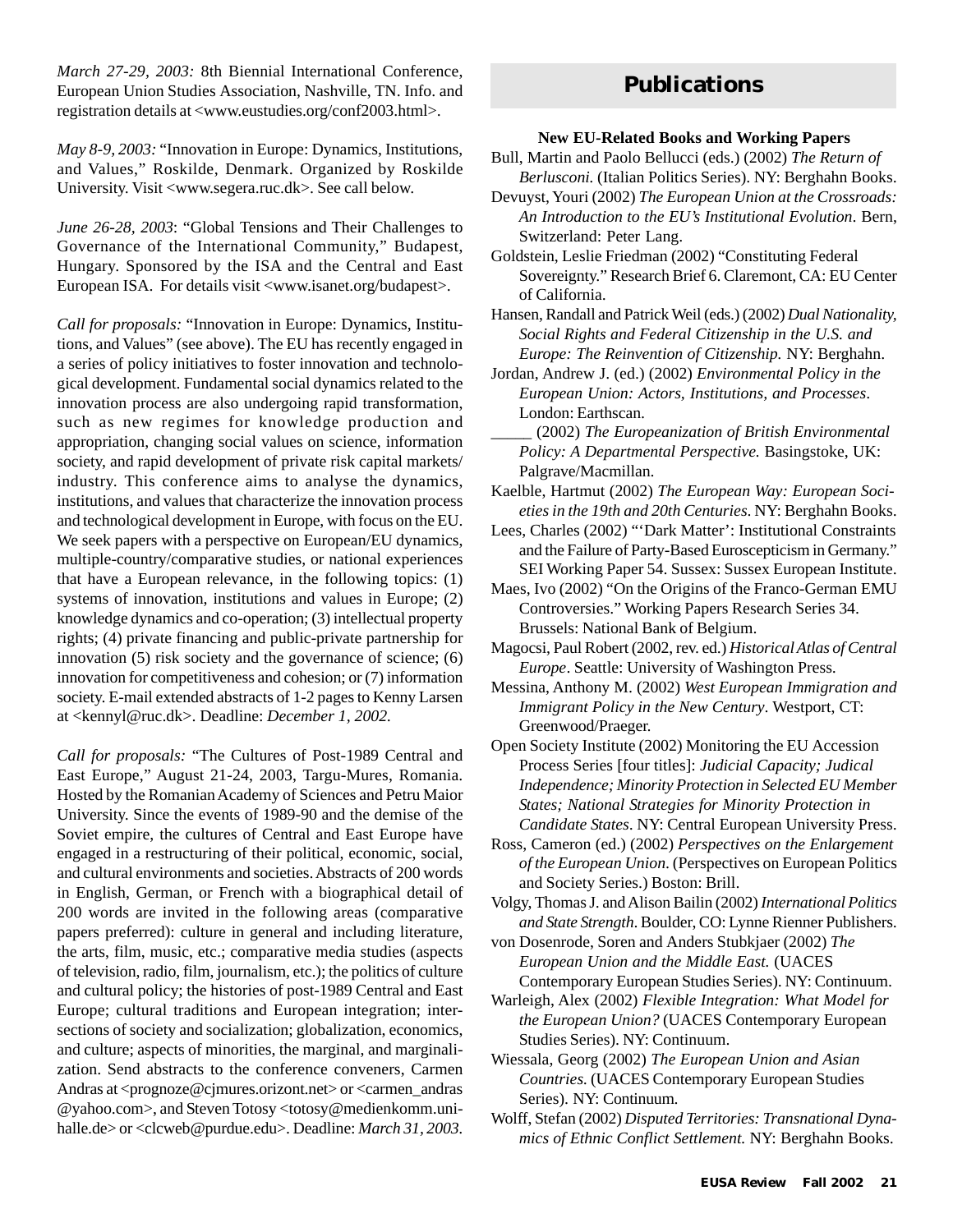*March 27-29, 2003:* 8th Biennial International Conference, European Union Studies Association, Nashville, TN. Info. and registration details at <www.eustudies.org/conf2003.html>.

*May 8-9, 2003:* "Innovation in Europe: Dynamics, Institutions, and Values," Roskilde, Denmark. Organized by Roskilde University. Visit <www.segera.ruc.dk>. See call below.

*June 26-28, 2003*: "Global Tensions and Their Challenges to Governance of the International Community," Budapest, Hungary. Sponsored by the ISA and the Central and East European ISA. For details visit <www.isanet.org/budapest>.

*Call for proposals:* "Innovation in Europe: Dynamics, Institutions, and Values" (see above). The EU has recently engaged in a series of policy initiatives to foster innovation and technological development. Fundamental social dynamics related to the innovation process are also undergoing rapid transformation, such as new regimes for knowledge production and appropriation, changing social values on science, information society, and rapid development of private risk capital markets/ industry. This conference aims to analyse the dynamics, institutions, and values that characterize the innovation process and technological development in Europe, with focus on the EU. We seek papers with a perspective on European/EU dynamics, multiple-country/comparative studies, or national experiences that have a European relevance, in the following topics: (1) systems of innovation, institutions and values in Europe; (2) knowledge dynamics and co-operation; (3) intellectual property rights; (4) private financing and public-private partnership for innovation (5) risk society and the governance of science; (6) innovation for competitiveness and cohesion; or (7) information society. E-mail extended abstracts of 1-2 pages to Kenny Larsen at <kennyl@ruc.dk>. Deadline: *December 1, 2002.*

*Call for proposals:* "The Cultures of Post-1989 Central and East Europe," August 21-24, 2003, Targu-Mures, Romania. Hosted by the Romanian Academy of Sciences and Petru Maior University. Since the events of 1989-90 and the demise of the Soviet empire, the cultures of Central and East Europe have engaged in a restructuring of their political, economic, social, and cultural environments and societies. Abstracts of 200 words in English, German, or French with a biographical detail of 200 words are invited in the following areas (comparative papers preferred): culture in general and including literature, the arts, film, music, etc.; comparative media studies (aspects of television, radio, film, journalism, etc.); the politics of culture and cultural policy; the histories of post-1989 Central and East Europe; cultural traditions and European integration; intersections of society and socialization; globalization, economics, and culture; aspects of minorities, the marginal, and marginalization. Send abstracts to the conference conveners, Carmen Andras at <prognoze@cjmures.orizont.net> or <carmen_andras @yahoo.com>, and Steven Totosy <totosy@medienkomm.uni-halle.de> or <clcweb@purdue.edu>. Deadline: *March 31, 2003.*

## Publications

**New EU-Related Books and Working Papers**

Bull, Martin and Paolo Bellucci (eds.) (2002) *The Return of Berlusconi.* (Italian Politics Series). NY: Berghahn Books.

Devuyst, Youri (2002) *The European Union at the Crossroads: An Introduction to the EU's Institutional Evolution*. Bern, Switzerland: Peter Lang.

Goldstein, Leslie Friedman (2002) "Constituting Federal Sovereignty." Research Brief 6. Claremont, CA: EU Center of California.

Hansen, Randall and Patrick Weil (eds.) (2002) *Dual Nationality, Social Rights and Federal Citizenship in the U.S. and Europe: The Reinvention of Citizenship.* NY: Berghahn.

Jordan, Andrew J. (ed.) (2002) *Environmental Policy in the European Union: Actors, Institutions, and Processes*. London: Earthscan.

_____ (2002) *The Europeanization of British Environmental Policy: A Departmental Perspective.* Basingstoke, UK: Palgrave/Macmillan.

Kaelble, Hartmut (2002) *The European Way: European Societies in the 19th and 20th Centuries*. NY: Berghahn Books.

Lees, Charles (2002) "'Dark Matter': Institutional Constraints and the Failure of Party-Based Euroscepticism in Germany." SEI Working Paper 54. Sussex: Sussex European Institute.

Maes, Ivo (2002) "On the Origins of the Franco-German EMU Controversies." Working Papers Research Series 34. Brussels: National Bank of Belgium.

Magocsi, Paul Robert (2002, rev. ed.) *Historical Atlas of Central Europe*. Seattle: University of Washington Press.

Messina, Anthony M. (2002) *West European Immigration and Immigrant Policy in the New Century*. Westport, CT: Greenwood/Praeger.

Open Society Institute (2002) Monitoring the EU Accession Process Series [four titles]: *Judicial Capacity; Judicial Independence; Minority Protection in Selected EU Member States; National Strategies for Minority Protection in Candidate States*. NY: Central European University Press.

Ross, Cameron (ed.) (2002) *Perspectives on the Enlargement of the European Union*. (Perspectives on European Politics and Society Series.) Boston: Brill.

Volgy, Thomas J. and Alison Bailin (2002) *International Politics and State Strength*. Boulder, CO: Lynne Rienner Publishers.

von Dosenrode, Soren and Anders Stubkjaer (2002) *The European Union and the Middle East.* (UACES Contemporary European Studies Series). NY: Continuum.

Warleigh, Alex (2002) *Flexible Integration: What Model for the European Union?* (UACES Contemporary European Studies Series). NY: Continuum.

Wiessala, Georg (2002) *The European Union and Asian Countries.* (UACES Contemporary European Studies Series). NY: Continuum.

Wolff, Stefan (2002) *Disputed Territories: Transnational Dynamics of Ethnic Conflict Settlement.* NY: Berghahn Books.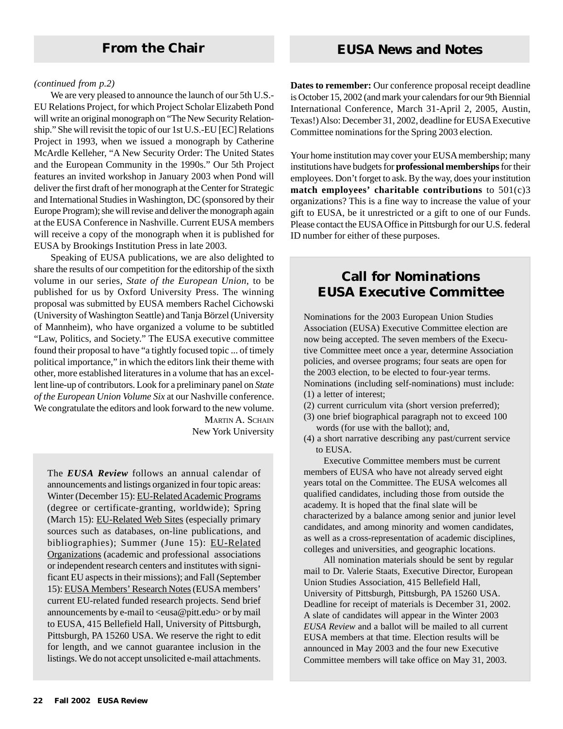## From the Chair

*(continued from p.2)*

We are very pleased to announce the launch of our 5th U.S.-EU Relations Project, for which Project Scholar Elizabeth Pond will write an original monograph on "The New Security Relationship." She will revisit the topic of our 1st U.S.-EU [EC] Relations Project in 1993, when we issued a monograph by Catherine McArdle Kelleher, "A New Security Order: The United States and the European Community in the 1990s." Our 5th Project features an invited workshop in January 2003 when Pond will deliver the first draft of her monograph at the Center for Strategic and International Studies in Washington, DC (sponsored by their Europe Program); she will revise and deliver the monograph again at the EUSA Conference in Nashville. Current EUSA members will receive a copy of the monograph when it is published for EUSA by Brookings Institution Press in late 2003.

Speaking of EUSA publications, we are also delighted to share the results of our competition for the editorship of the sixth volume in our series, *State of the European Union*, to be published for us by Oxford University Press. The winning proposal was submitted by EUSA members Rachel Cichowski (University of Washington Seattle) and Tanja Börzel (University of Mannheim), who have organized a volume to be subtitled "Law, Politics, and Society." The EUSA executive committee found their proposal to have "a tightly focused topic ... of timely political importance," in which the editors link their theme with other, more established literatures in a volume that has an excellent line-up of contributors. Look for a preliminary panel on *State of the European Union Volume Six* at our Nashville conference. We congratulate the editors and look forward to the new volume.

Martin A. Schain
New York University

The ***EUSA Review*** follows an annual calendar of announcements and listings organized in four topic areas: Winter (December 15): EU-Related Academic Programs (degree or certificate-granting, worldwide); Spring (March 15): EU-Related Web Sites (especially primary sources such as databases, on-line publications, and bibliographies); Summer (June 15): EU-Related Organizations (academic and professional associations or independent research centers and institutes with significant EU aspects in their missions); and Fall (September 15): EUSA Members' Research Notes (EUSA members' current EU-related funded research projects. Send brief announcements by e-mail to <eusa@pitt.edu> or by mail to EUSA, 415 Bellefield Hall, University of Pittsburgh, Pittsburgh, PA 15260 USA. We reserve the right to edit for length, and we cannot guarantee inclusion in the listings. We do not accept unsolicited e-mail attachments.

## EUSA News and Notes

**Dates to remember:** Our conference proposal receipt deadline is October 15, 2002 (and mark your calendars for our 9th Biennial International Conference, March 31-April 2, 2005, Austin, Texas!) Also: December 31, 2002, deadline for EUSA Executive Committee nominations for the Spring 2003 election.

Your home institution may cover your EUSA membership; many institutions have budgets for **professional memberships** for their employees. Don't forget to ask. By the way, does your institution **match employees' charitable contributions** to 501(c)3 organizations? This is a fine way to increase the value of your gift to EUSA, be it unrestricted or a gift to one of our Funds. Please contact the EUSA Office in Pittsburgh for our U.S. federal ID number for either of these purposes.

## Call for Nominations EUSA Executive Committee

Nominations for the 2003 European Union Studies Association (EUSA) Executive Committee election are now being accepted. The seven members of the Executive Committee meet once a year, determine Association policies, and oversee programs; four seats are open for the 2003 election, to be elected to four-year terms. Nominations (including self-nominations) must include:

(1) a letter of interest;
(2) current curriculum vita (short version preferred);
(3) one brief biographical paragraph not to exceed 100 words (for use with the ballot); and,
(4) a short narrative describing any past/current service to EUSA.

Executive Committee members must be current members of EUSA who have not already served eight years total on the Committee. The EUSA welcomes all qualified candidates, including those from outside the academy. It is hoped that the final slate will be characterized by a balance among senior and junior level candidates, and among minority and women candidates, as well as a cross-representation of academic disciplines, colleges and universities, and geographic locations.

All nomination materials should be sent by regular mail to Dr. Valerie Staats, Executive Director, European Union Studies Association, 415 Bellefield Hall, University of Pittsburgh, Pittsburgh, PA 15260 USA. Deadline for receipt of materials is December 31, 2002. A slate of candidates will appear in the Winter 2003 *EUSA Review* and a ballot will be mailed to all current EUSA members at that time. Election results will be announced in May 2003 and the four new Executive Committee members will take office on May 31, 2003.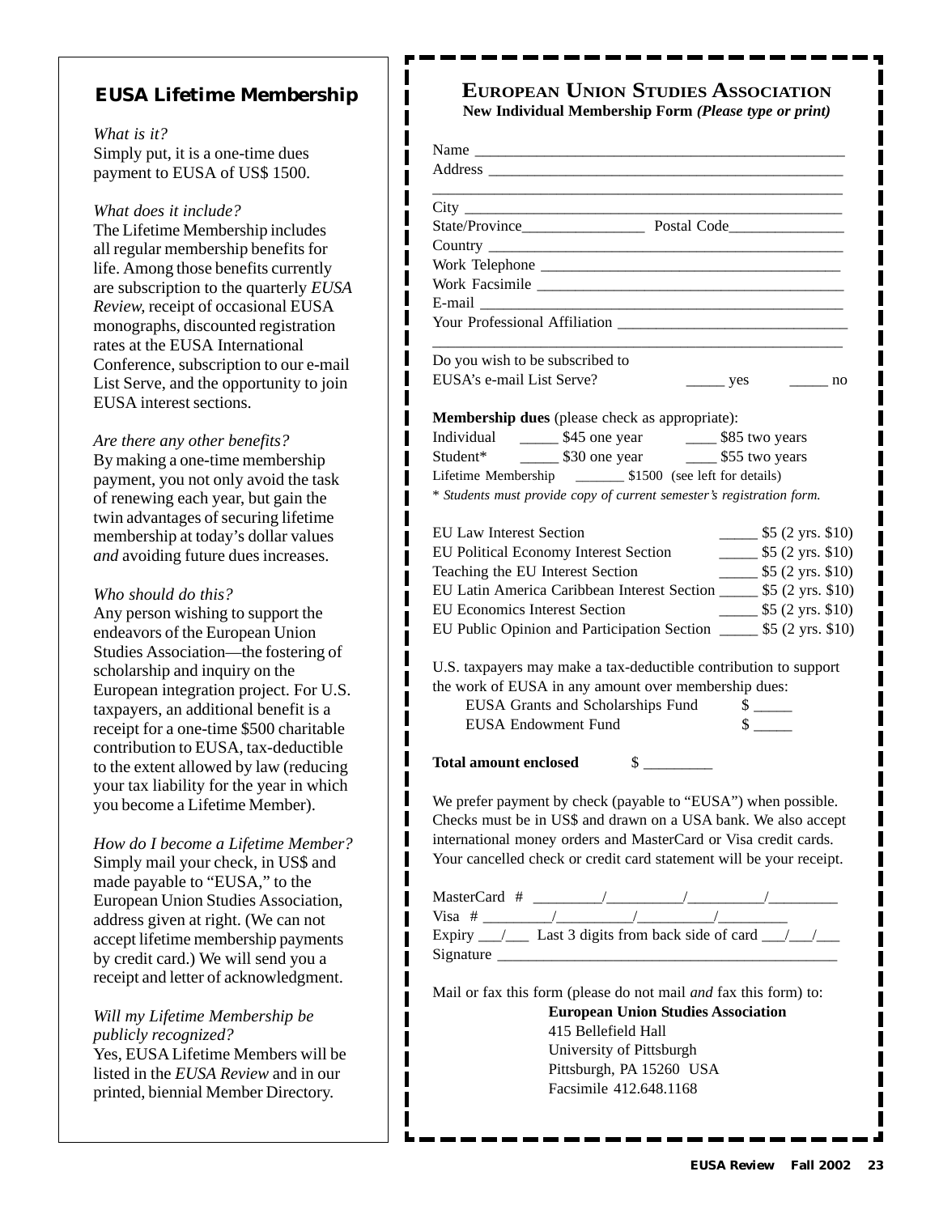## EUSA Lifetime Membership

*What is it?*
Simply put, it is a one-time dues payment to EUSA of US$ 1500.

*What does it include?*
The Lifetime Membership includes all regular membership benefits for life. Among those benefits currently are subscription to the quarterly *EUSA Review*, receipt of occasional EUSA monographs, discounted registration rates at the EUSA International Conference, subscription to our e-mail List Serve, and the opportunity to join EUSA interest sections.

*Are there any other benefits?*
By making a one-time membership payment, you not only avoid the task of renewing each year, but gain the twin advantages of securing lifetime membership at today's dollar values *and* avoiding future dues increases.

*Who should do this?*
Any person wishing to support the endeavors of the European Union Studies Association—the fostering of scholarship and inquiry on the European integration project. For U.S. taxpayers, an additional benefit is a receipt for a one-time $500 charitable contribution to EUSA, tax-deductible to the extent allowed by law (reducing your tax liability for the year in which you become a Lifetime Member).

*How do I become a Lifetime Member?*
Simply mail your check, in US$ and made payable to "EUSA," to the European Union Studies Association, address given at right. (We can not accept lifetime membership payments by credit card.) We will send you a receipt and letter of acknowledgment.

*Will my Lifetime Membership be publicly recognized?*
Yes, EUSA Lifetime Members will be listed in the *EUSA Review* and in our printed, biennial Member Directory.

## European Union Studies Association

**New Individual Membership Form *(Please type or print)***

Name ______________________________________________
Address ____________________________________________
____________________________________________________
City _______________________________________________
State/Province_______________ Postal Code______________
Country ____________________________________________
Work Telephone _____________________________________
Work Facsimile ______________________________________
E-mail _____________________________________________
Your Professional Affiliation ___________________________
____________________________________________________

Do you wish to be subscribed to EUSA's e-mail List Serve? _____ yes _____ no

**Membership dues** (please check as appropriate):
Individual _____ $45 one year ____ $85 two years
Student* _____ $30 one year ____ $55 two years
Lifetime Membership _______ $1500 (see left for details)
\* *Students must provide copy of current semester's registration form.*

EU Law Interest Section _____ $5 (2 yrs. $10)
EU Political Economy Interest Section _____ $5 (2 yrs. $10)
Teaching the EU Interest Section _____ $5 (2 yrs. $10)
EU Latin America Caribbean Interest Section _____ $5 (2 yrs. $10)
EU Economics Interest Section _____ $5 (2 yrs. $10)
EU Public Opinion and Participation Section _____ $5 (2 yrs. $10)

U.S. taxpayers may make a tax-deductible contribution to support the work of EUSA in any amount over membership dues:
EUSA Grants and Scholarships Fund $ _____
EUSA Endowment Fund $ _____

**Total amount enclosed** $ _________

We prefer payment by check (payable to "EUSA") when possible. Checks must be in US$ and drawn on a USA bank. We also accept international money orders and MasterCard or Visa credit cards. Your cancelled check or credit card statement will be your receipt.

MasterCard # _________/__________/__________/_________
Visa # _________/__________/__________/_________
Expiry ___/___ Last 3 digits from back side of card ___/___/___
Signature ____________________________________________

Mail or fax this form (please do not mail *and* fax this form) to:

**European Union Studies Association**
415 Bellefield Hall
University of Pittsburgh
Pittsburgh, PA 15260 USA
Facsimile 412.648.1168